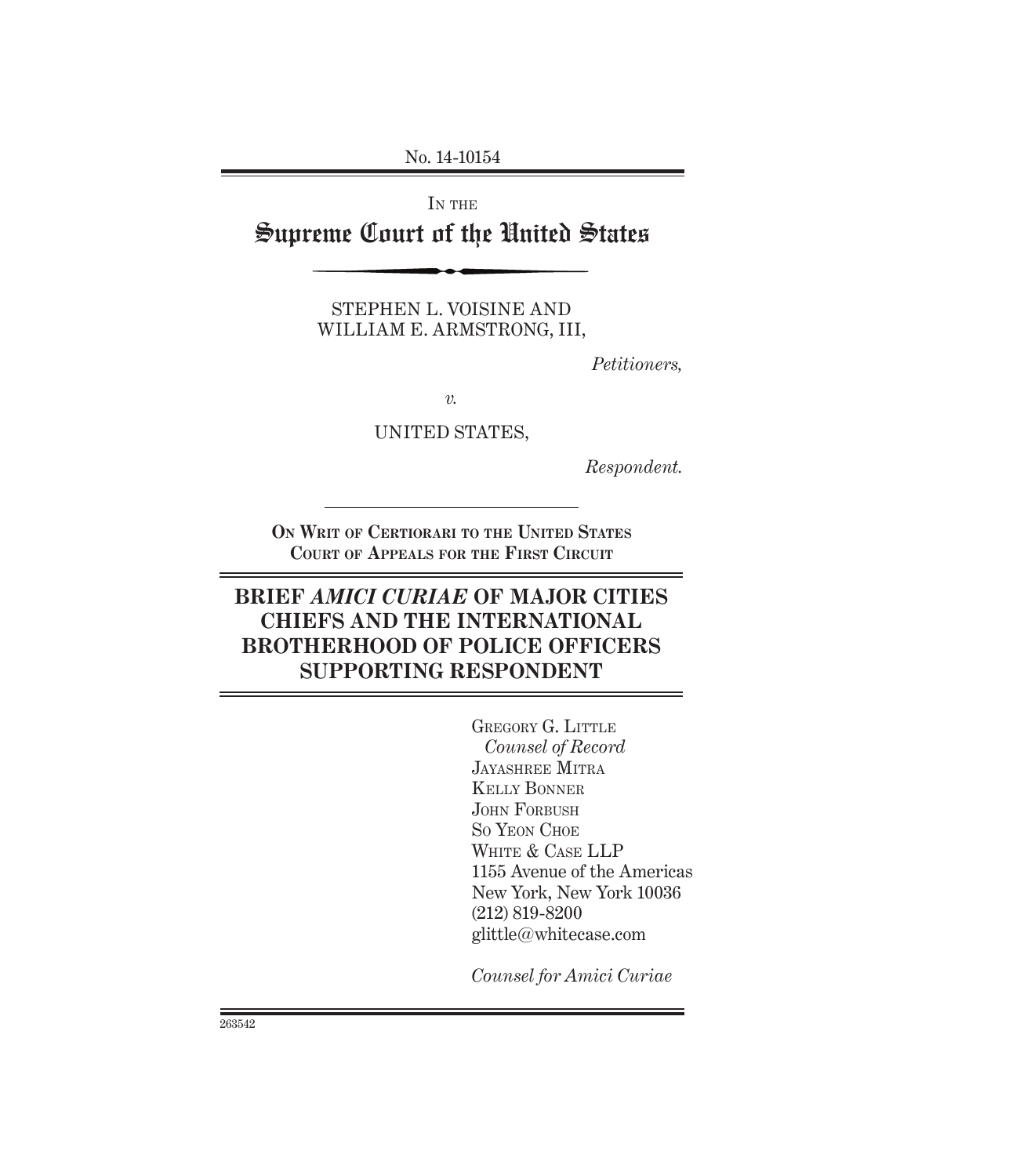No. 14-10154

IN THE

# Supreme Court of the United States

STEPHEN L. VOISINE AND
WILLIAM E. ARMSTRONG, III,

*Petitioners,*

*v.*

UNITED STATES,

*Respondent.*

ON WRIT OF CERTIORARI TO THE UNITED STATES
COURT OF APPEALS FOR THE FIRST CIRCUIT

## BRIEF *AMICI CURIAE* OF MAJOR CITIES CHIEFS AND THE INTERNATIONAL BROTHERHOOD OF POLICE OFFICERS SUPPORTING RESPONDENT

GREGORY G. LITTLE
*Counsel of Record*
JAYASHREE MITRA
KELLY BONNER
JOHN FORBUSH
SO YEON CHOE
WHITE & CASE LLP
1155 Avenue of the Americas
New York, New York 10036
(212) 819-8200
glittle@whitecase.com

*Counsel for Amici Curiae*

263542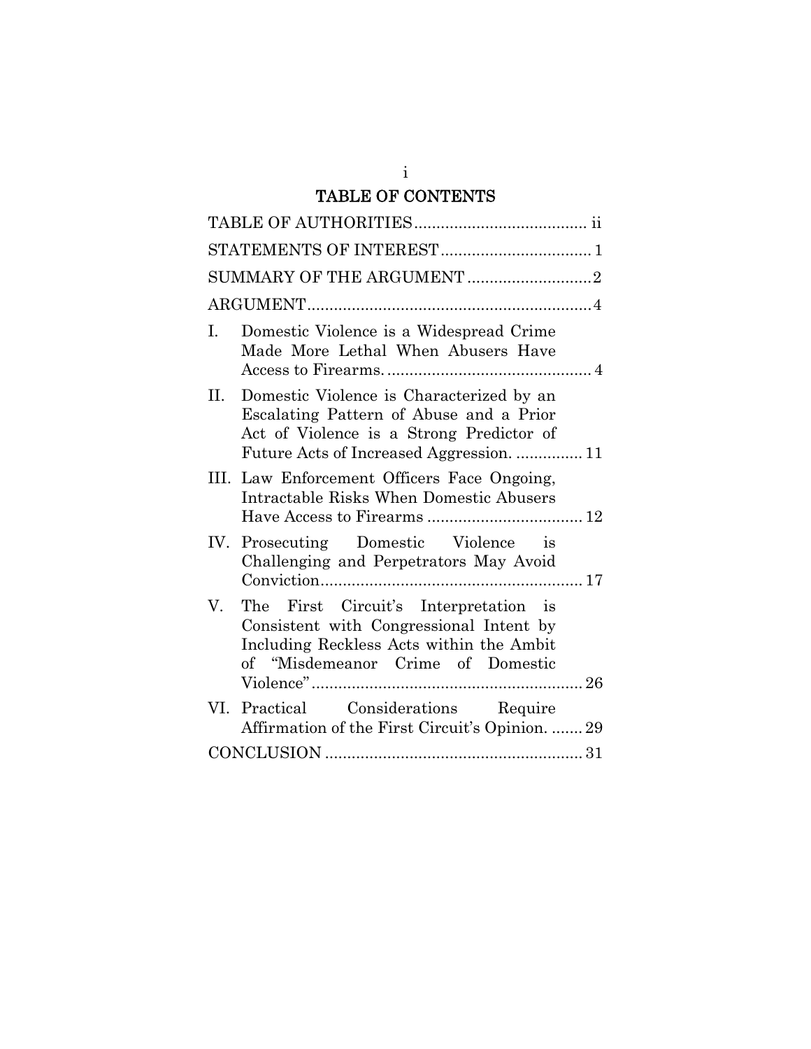# TABLE OF CONTENTS

TABLE OF AUTHORITIES ...................................... ii

STATEMENTS OF INTEREST .................................. 1

SUMMARY OF THE ARGUMENT ............................ 2

ARGUMENT ................................................................ 4

I. Domestic Violence is a Widespread Crime Made More Lethal When Abusers Have Access to Firearms. .............................................. 4

II. Domestic Violence is Characterized by an Escalating Pattern of Abuse and a Prior Act of Violence is a Strong Predictor of Future Acts of Increased Aggression. ............... 11

III. Law Enforcement Officers Face Ongoing, Intractable Risks When Domestic Abusers Have Access to Firearms ................................... 12

IV. Prosecuting Domestic Violence is Challenging and Perpetrators May Avoid Conviction ........................................................... 17

V. The First Circuit's Interpretation is Consistent with Congressional Intent by Including Reckless Acts within the Ambit of "Misdemeanor Crime of Domestic Violence" ............................................................. 26

VI. Practical Considerations Require Affirmation of the First Circuit's Opinion. ....... 29

CONCLUSION .......................................................... 31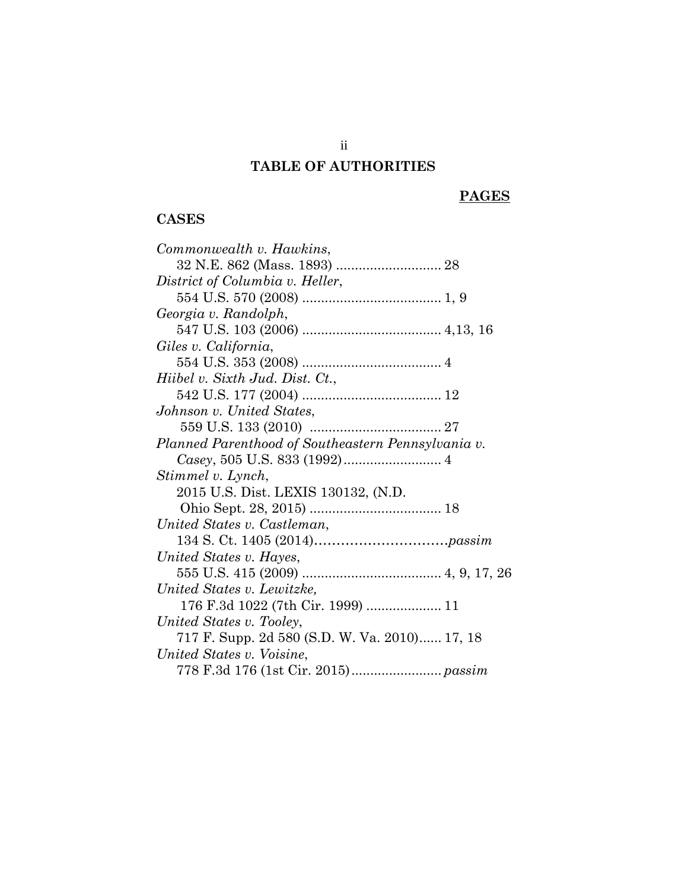# TABLE OF AUTHORITIES

**PAGES**

**CASES**

*Commonwealth v. Hawkins*,
32 N.E. 862 (Mass. 1893) ............................ 28

*District of Columbia v. Heller*,
554 U.S. 570 (2008) ..................................... 1, 9

*Georgia v. Randolph*,
547 U.S. 103 (2006) ..................................... 4,13, 16

*Giles v. California*,
554 U.S. 353 (2008) ..................................... 4

*Hiibel v. Sixth Jud. Dist. Ct.*,
542 U.S. 177 (2004) ..................................... 12

*Johnson v. United States*,
559 U.S. 133 (2010) ................................... 27

*Planned Parenthood of Southeastern Pennsylvania v. Casey*, 505 U.S. 833 (1992).......................... 4

*Stimmel v. Lynch*,
2015 U.S. Dist. LEXIS 130132, (N.D. Ohio Sept. 28, 2015) ................................... 18

*United States v. Castleman*,
134 S. Ct. 1405 (2014)...............................*passim*

*United States v. Hayes*,
555 U.S. 415 (2009) ..................................... 4, 9, 17, 26

*United States v. Lewitzke,*
176 F.3d 1022 (7th Cir. 1999) .................... 11

*United States v. Tooley*,
717 F. Supp. 2d 580 (S.D. W. Va. 2010)...... 17, 18

*United States v. Voisine*,
778 F.3d 176 (1st Cir. 2015)........................ *passim*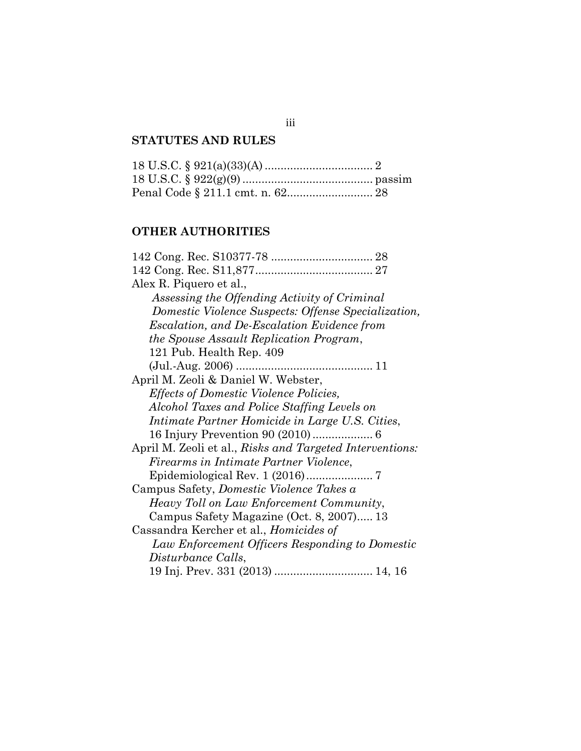## STATUTES AND RULES

18 U.S.C. § 921(a)(33)(A) .................................. 2
18 U.S.C. § 922(g)(9) ......................................... passim
Penal Code § 211.1 cmt. n. 62........................... 28

## OTHER AUTHORITIES

142 Cong. Rec. S10377-78 ................................ 28
142 Cong. Rec. S11,877..................................... 27
Alex R. Piquero et al., *Assessing the Offending Activity of Criminal Domestic Violence Suspects: Offense Specialization, Escalation, and De-Escalation Evidence from the Spouse Assault Replication Program*, 121 Pub. Health Rep. 409 (Jul.-Aug. 2006) ........................................... 11
April M. Zeoli & Daniel W. Webster, *Effects of Domestic Violence Policies, Alcohol Taxes and Police Staffing Levels on Intimate Partner Homicide in Large U.S. Cities*, 16 Injury Prevention 90 (2010) ................... 6
April M. Zeoli et al., *Risks and Targeted Interventions: Firearms in Intimate Partner Violence*, Epidemiological Rev. 1 (2016) ..................... 7
Campus Safety, *Domestic Violence Takes a Heavy Toll on Law Enforcement Community*, Campus Safety Magazine (Oct. 8, 2007)..... 13
Cassandra Kercher et al., *Homicides of Law Enforcement Officers Responding to Domestic Disturbance Calls*, 19 Inj. Prev. 331 (2013) ............................... 14, 16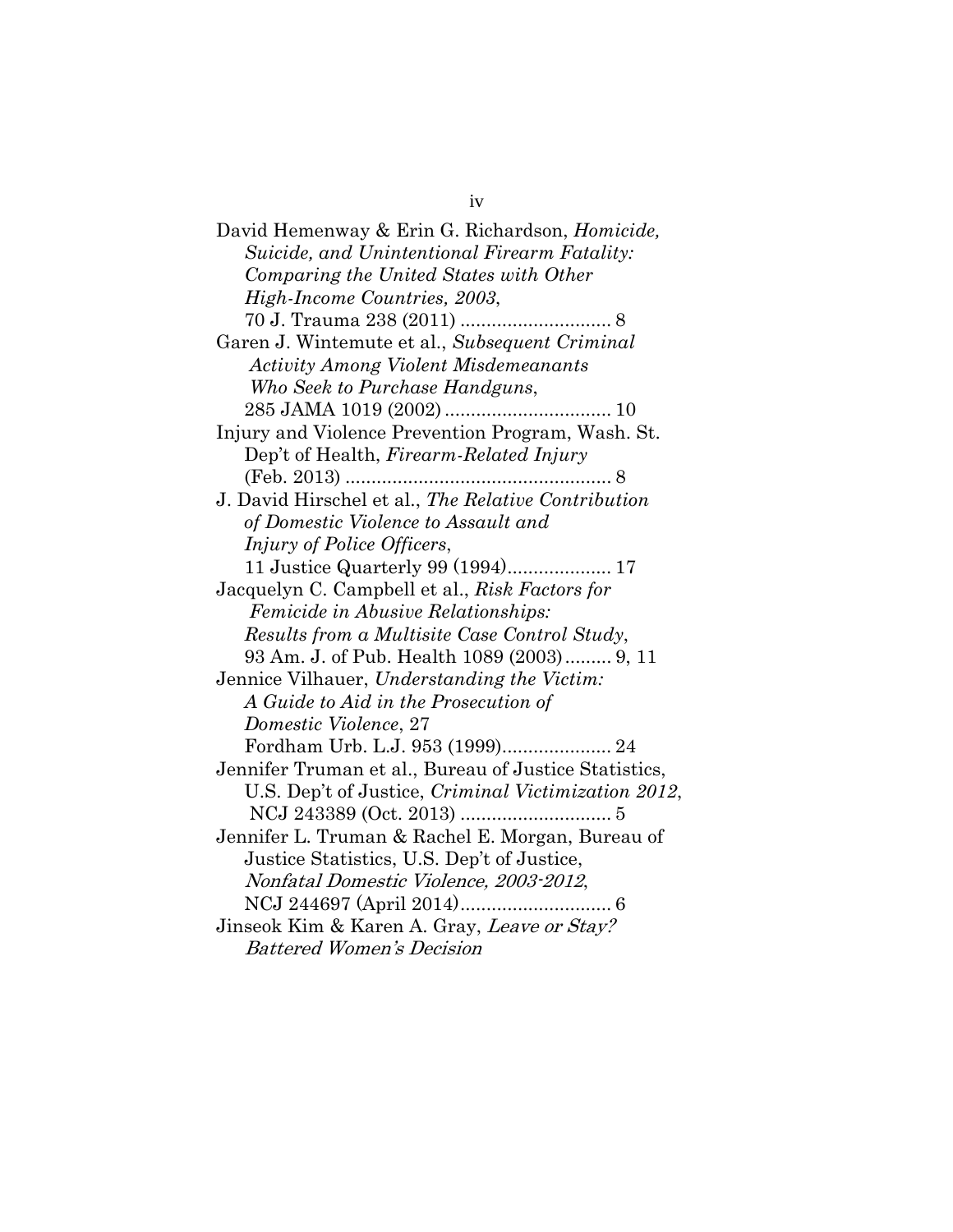David Hemenway & Erin G. Richardson, *Homicide, Suicide, and Unintentional Firearm Fatality: Comparing the United States with Other High-Income Countries, 2003*, 70 J. Trauma 238 (2011) ............................ 8

Garen J. Wintemute et al., *Subsequent Criminal Activity Among Violent Misdemeanants Who Seek to Purchase Handguns*, 285 JAMA 1019 (2002) ................................ 10

Injury and Violence Prevention Program, Wash. St. Dep't of Health, *Firearm-Related Injury* (Feb. 2013) .................................................. 8

J. David Hirschel et al., *The Relative Contribution of Domestic Violence to Assault and Injury of Police Officers*, 11 Justice Quarterly 99 (1994).................... 17

Jacquelyn C. Campbell et al., *Risk Factors for Femicide in Abusive Relationships: Results from a Multisite Case Control Study*, 93 Am. J. of Pub. Health 1089 (2003)......... 9, 11

Jennice Vilhauer, *Understanding the Victim: A Guide to Aid in the Prosecution of Domestic Violence*, 27 Fordham Urb. L.J. 953 (1999)..................... 24

Jennifer Truman et al., Bureau of Justice Statistics, U.S. Dep't of Justice, *Criminal Victimization 2012*, NCJ 243389 (Oct. 2013) ............................ 5

Jennifer L. Truman & Rachel E. Morgan, Bureau of Justice Statistics, U.S. Dep't of Justice, *Nonfatal Domestic Violence, 2003-2012*, NCJ 244697 (April 2014)............................ 6

Jinseok Kim & Karen A. Gray, *Leave or Stay? Battered Women's Decision*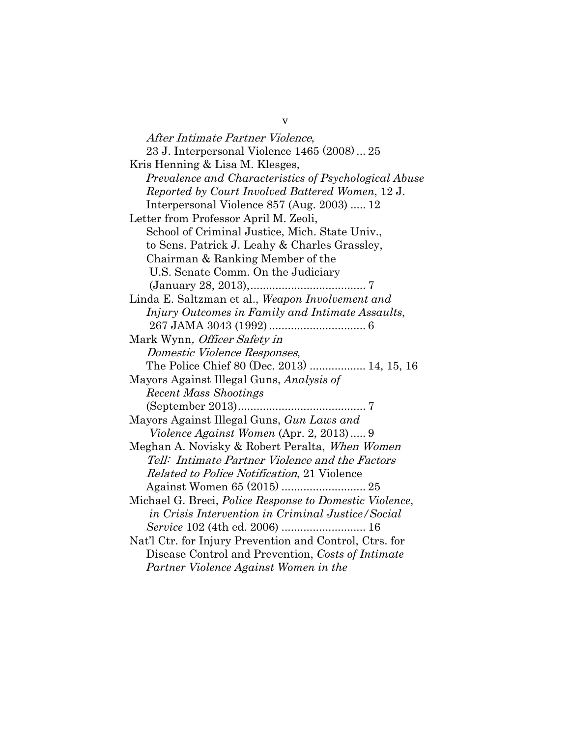*After Intimate Partner Violence*,
23 J. Interpersonal Violence 1465 (2008) ... 25

Kris Henning & Lisa M. Klesges,
*Prevalence and Characteristics of Psychological Abuse Reported by Court Involved Battered Women*, 12 J. Interpersonal Violence 857 (Aug. 2003) ..... 12

Letter from Professor April M. Zeoli,
School of Criminal Justice, Mich. State Univ.,
to Sens. Patrick J. Leahy & Charles Grassley,
Chairman & Ranking Member of the
U.S. Senate Comm. On the Judiciary
(January 28, 2013),..................................... 7

Linda E. Saltzman et al., *Weapon Involvement and Injury Outcomes in Family and Intimate Assaults*,
267 JAMA 3043 (1992) ............................... 6

Mark Wynn*, Officer Safety in Domestic Violence Responses*,
The Police Chief 80 (Dec. 2013) .................. 14, 15, 16

Mayors Against Illegal Guns, *Analysis of Recent Mass Shootings*
(September 2013)......................................... 7

Mayors Against Illegal Guns, *Gun Laws and Violence Against Women* (Apr. 2, 2013)..... 9

Meghan A. Novisky & Robert Peralta, *When Women Tell: Intimate Partner Violence and the Factors Related to Police Notification*, 21 Violence Against Women 65 (2015) ........................... 25

Michael G. Breci, *Police Response to Domestic Violence*, *in Crisis Intervention in Criminal Justice/Social Service* 102 (4th ed. 2006) ........................... 16

Nat'l Ctr. for Injury Prevention and Control, Ctrs. for Disease Control and Prevention, *Costs of Intimate Partner Violence Against Women in the*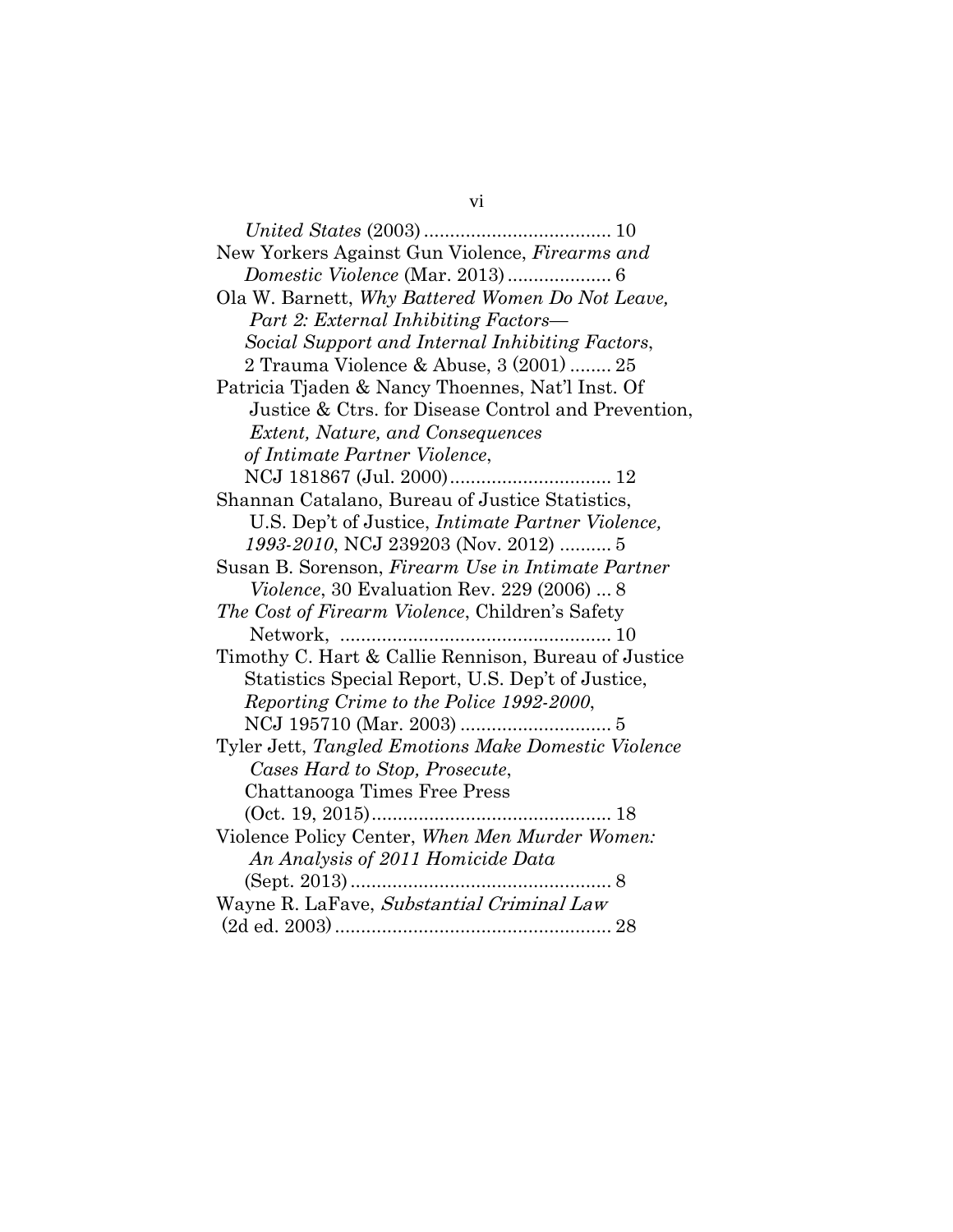*United States* (2003) .................................... 10

New Yorkers Against Gun Violence, *Firearms and Domestic Violence* (Mar. 2013) .................... 6

Ola W. Barnett, *Why Battered Women Do Not Leave, Part 2: External Inhibiting Factors— Social Support and Internal Inhibiting Factors*, 2 Trauma Violence & Abuse, 3 (2001) ........ 25

Patricia Tjaden & Nancy Thoennes, Nat'l Inst. Of Justice & Ctrs. for Disease Control and Prevention, *Extent, Nature, and Consequences of Intimate Partner Violence*, NCJ 181867 (Jul. 2000) ............................... 12

Shannan Catalano, Bureau of Justice Statistics, U.S. Dep't of Justice, *Intimate Partner Violence, 1993-2010*, NCJ 239203 (Nov. 2012) .......... 5

Susan B. Sorenson, *Firearm Use in Intimate Partner Violence*, 30 Evaluation Rev. 229 (2006) ... 8

*The Cost of Firearm Violence*, Children's Safety Network, .................................................... 10

Timothy C. Hart & Callie Rennison, Bureau of Justice Statistics Special Report, U.S. Dep't of Justice, *Reporting Crime to the Police 1992-2000*, NCJ 195710 (Mar. 2003) ............................. 5

Tyler Jett, *Tangled Emotions Make Domestic Violence Cases Hard to Stop, Prosecute*, Chattanooga Times Free Press (Oct. 19, 2015) .............................................. 18

Violence Policy Center, *When Men Murder Women: An Analysis of 2011 Homicide Data* (Sept. 2013) .................................................. 8

Wayne R. LaFave, *Substantial Criminal Law* (2d ed. 2003) ..................................................... 28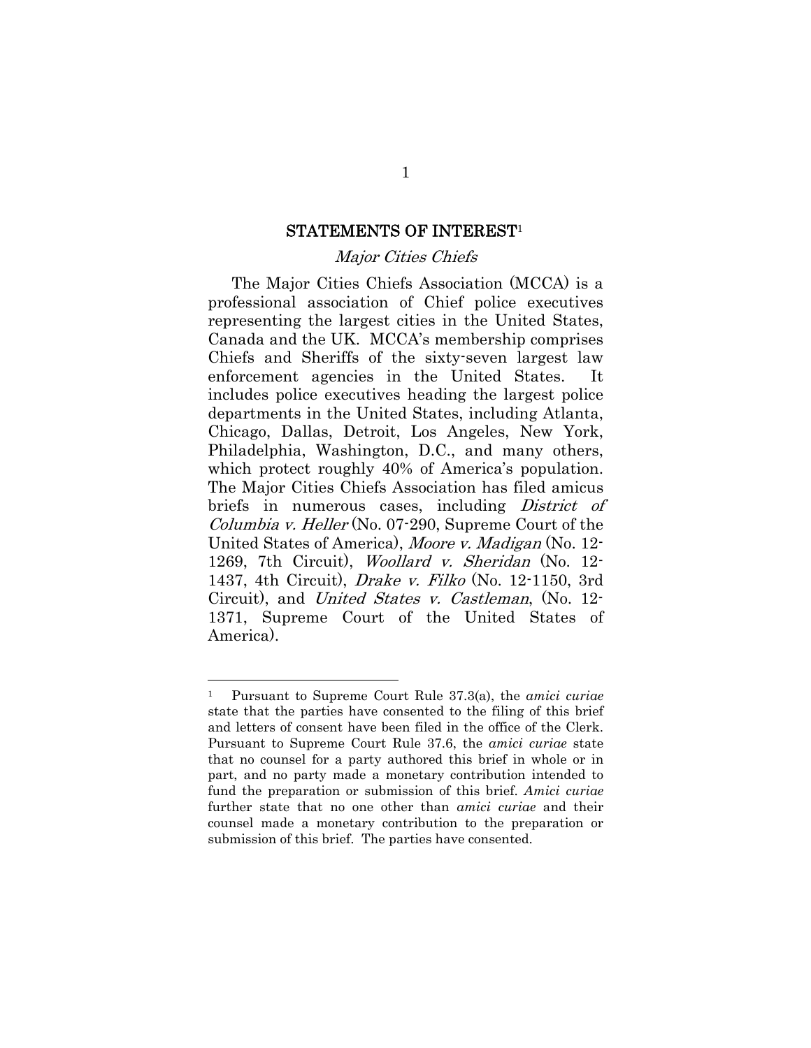## STATEMENTS OF INTEREST[1]

### *Major Cities Chiefs*

The Major Cities Chiefs Association (MCCA) is a professional association of Chief police executives representing the largest cities in the United States, Canada and the UK. MCCA's membership comprises Chiefs and Sheriffs of the sixty-seven largest law enforcement agencies in the United States. It includes police executives heading the largest police departments in the United States, including Atlanta, Chicago, Dallas, Detroit, Los Angeles, New York, Philadelphia, Washington, D.C., and many others, which protect roughly 40% of America's population. The Major Cities Chiefs Association has filed amicus briefs in numerous cases, including *District of Columbia v. Heller* (No. 07-290, Supreme Court of the United States of America), *Moore v. Madigan* (No. 12-1269, 7th Circuit), *Woollard v. Sheridan* (No. 12-1437, 4th Circuit), *Drake v. Filko* (No. 12-1150, 3rd Circuit), and *United States v. Castleman*, (No. 12-1371, Supreme Court of the United States of America).

---

[1] Pursuant to Supreme Court Rule 37.3(a), the *amici curiae* state that the parties have consented to the filing of this brief and letters of consent have been filed in the office of the Clerk. Pursuant to Supreme Court Rule 37.6, the *amici curiae* state that no counsel for a party authored this brief in whole or in part, and no party made a monetary contribution intended to fund the preparation or submission of this brief. *Amici curiae* further state that no one other than *amici curiae* and their counsel made a monetary contribution to the preparation or submission of this brief. The parties have consented.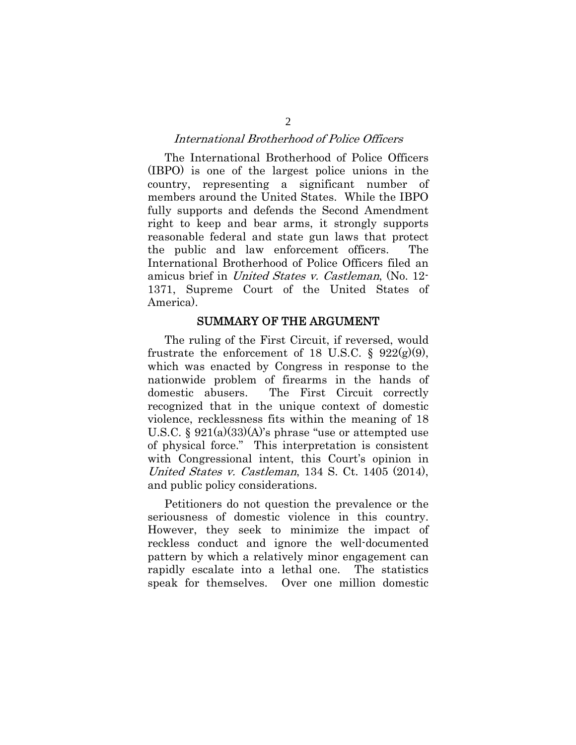*International Brotherhood of Police Officers*

The International Brotherhood of Police Officers (IBPO) is one of the largest police unions in the country, representing a significant number of members around the United States. While the IBPO fully supports and defends the Second Amendment right to keep and bear arms, it strongly supports reasonable federal and state gun laws that protect the public and law enforcement officers. The International Brotherhood of Police Officers filed an amicus brief in *United States v. Castleman*, (No. 12-1371, Supreme Court of the United States of America).

## SUMMARY OF THE ARGUMENT

The ruling of the First Circuit, if reversed, would frustrate the enforcement of 18 U.S.C. § 922(g)(9), which was enacted by Congress in response to the nationwide problem of firearms in the hands of domestic abusers. The First Circuit correctly recognized that in the unique context of domestic violence, recklessness fits within the meaning of 18 U.S.C. § 921(a)(33)(A)'s phrase "use or attempted use of physical force." This interpretation is consistent with Congressional intent, this Court's opinion in *United States v. Castleman*, 134 S. Ct. 1405 (2014), and public policy considerations.

Petitioners do not question the prevalence or the seriousness of domestic violence in this country. However, they seek to minimize the impact of reckless conduct and ignore the well-documented pattern by which a relatively minor engagement can rapidly escalate into a lethal one. The statistics speak for themselves. Over one million domestic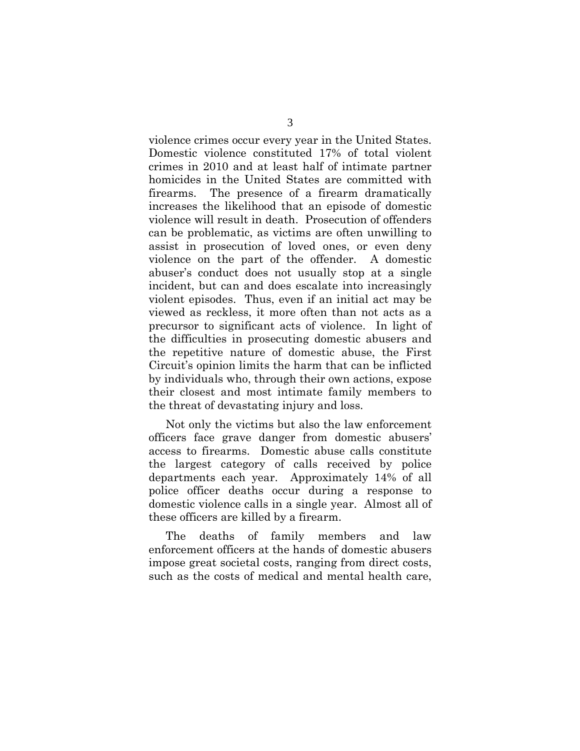violence crimes occur every year in the United States. Domestic violence constituted 17% of total violent crimes in 2010 and at least half of intimate partner homicides in the United States are committed with firearms. The presence of a firearm dramatically increases the likelihood that an episode of domestic violence will result in death. Prosecution of offenders can be problematic, as victims are often unwilling to assist in prosecution of loved ones, or even deny violence on the part of the offender. A domestic abuser's conduct does not usually stop at a single incident, but can and does escalate into increasingly violent episodes. Thus, even if an initial act may be viewed as reckless, it more often than not acts as a precursor to significant acts of violence. In light of the difficulties in prosecuting domestic abusers and the repetitive nature of domestic abuse, the First Circuit's opinion limits the harm that can be inflicted by individuals who, through their own actions, expose their closest and most intimate family members to the threat of devastating injury and loss.

Not only the victims but also the law enforcement officers face grave danger from domestic abusers' access to firearms. Domestic abuse calls constitute the largest category of calls received by police departments each year. Approximately 14% of all police officer deaths occur during a response to domestic violence calls in a single year. Almost all of these officers are killed by a firearm.

The deaths of family members and law enforcement officers at the hands of domestic abusers impose great societal costs, ranging from direct costs, such as the costs of medical and mental health care,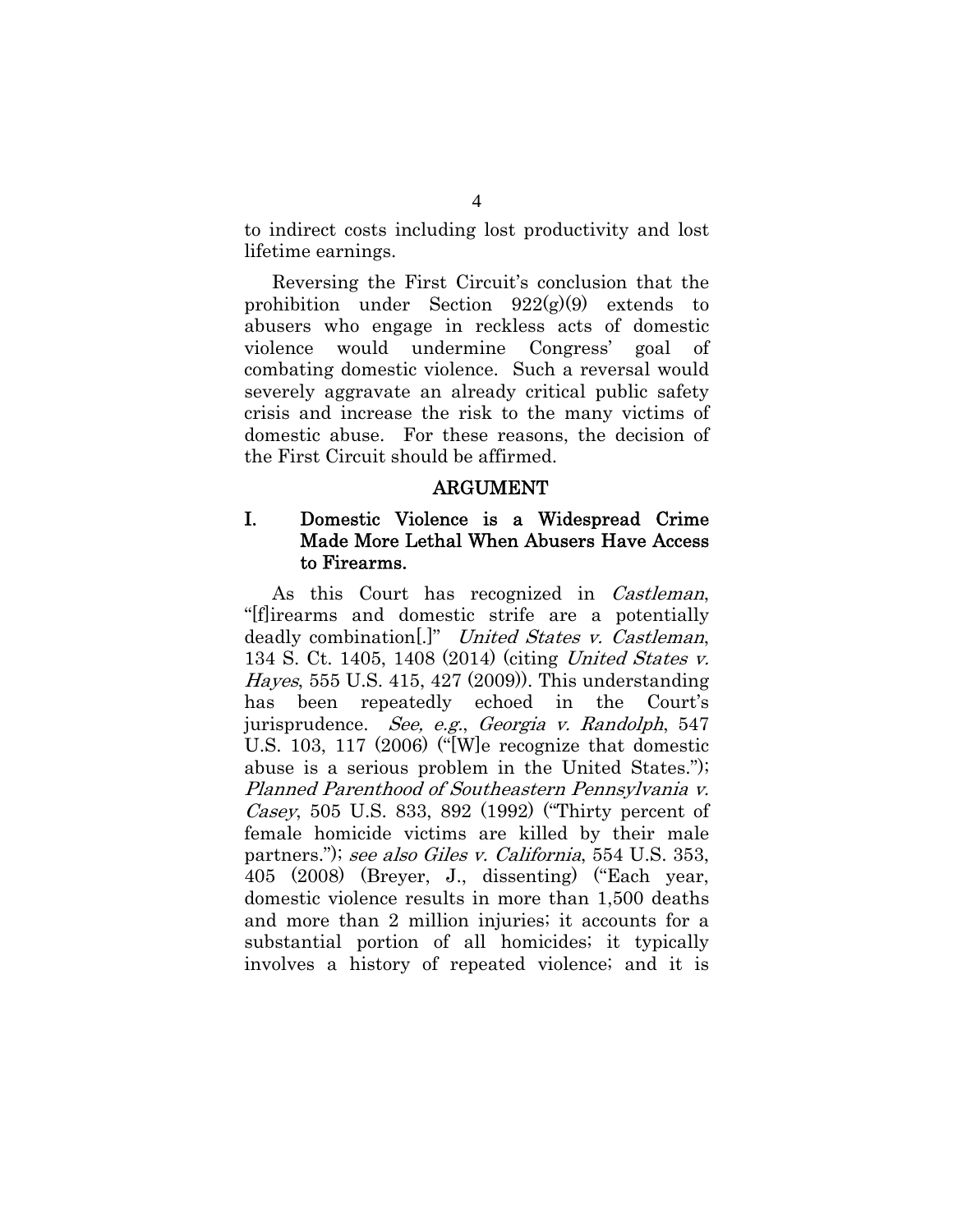to indirect costs including lost productivity and lost lifetime earnings.

Reversing the First Circuit's conclusion that the prohibition under Section 922(g)(9) extends to abusers who engage in reckless acts of domestic violence would undermine Congress' goal of combating domestic violence. Such a reversal would severely aggravate an already critical public safety crisis and increase the risk to the many victims of domestic abuse. For these reasons, the decision of the First Circuit should be affirmed.

## ARGUMENT

### I. Domestic Violence is a Widespread Crime Made More Lethal When Abusers Have Access to Firearms.

As this Court has recognized in *Castleman*, "[f]irearms and domestic strife are a potentially deadly combination[.]" *United States v. Castleman*, 134 S. Ct. 1405, 1408 (2014) (citing *United States v. Hayes*, 555 U.S. 415, 427 (2009)). This understanding has been repeatedly echoed in the Court's jurisprudence. *See, e.g.*, *Georgia v. Randolph*, 547 U.S. 103, 117 (2006) ("[W]e recognize that domestic abuse is a serious problem in the United States."); *Planned Parenthood of Southeastern Pennsylvania v. Casey*, 505 U.S. 833, 892 (1992) ("Thirty percent of female homicide victims are killed by their male partners."); *see also Giles v. California*, 554 U.S. 353, 405 (2008) (Breyer, J., dissenting) ("Each year, domestic violence results in more than 1,500 deaths and more than 2 million injuries; it accounts for a substantial portion of all homicides; it typically involves a history of repeated violence; and it is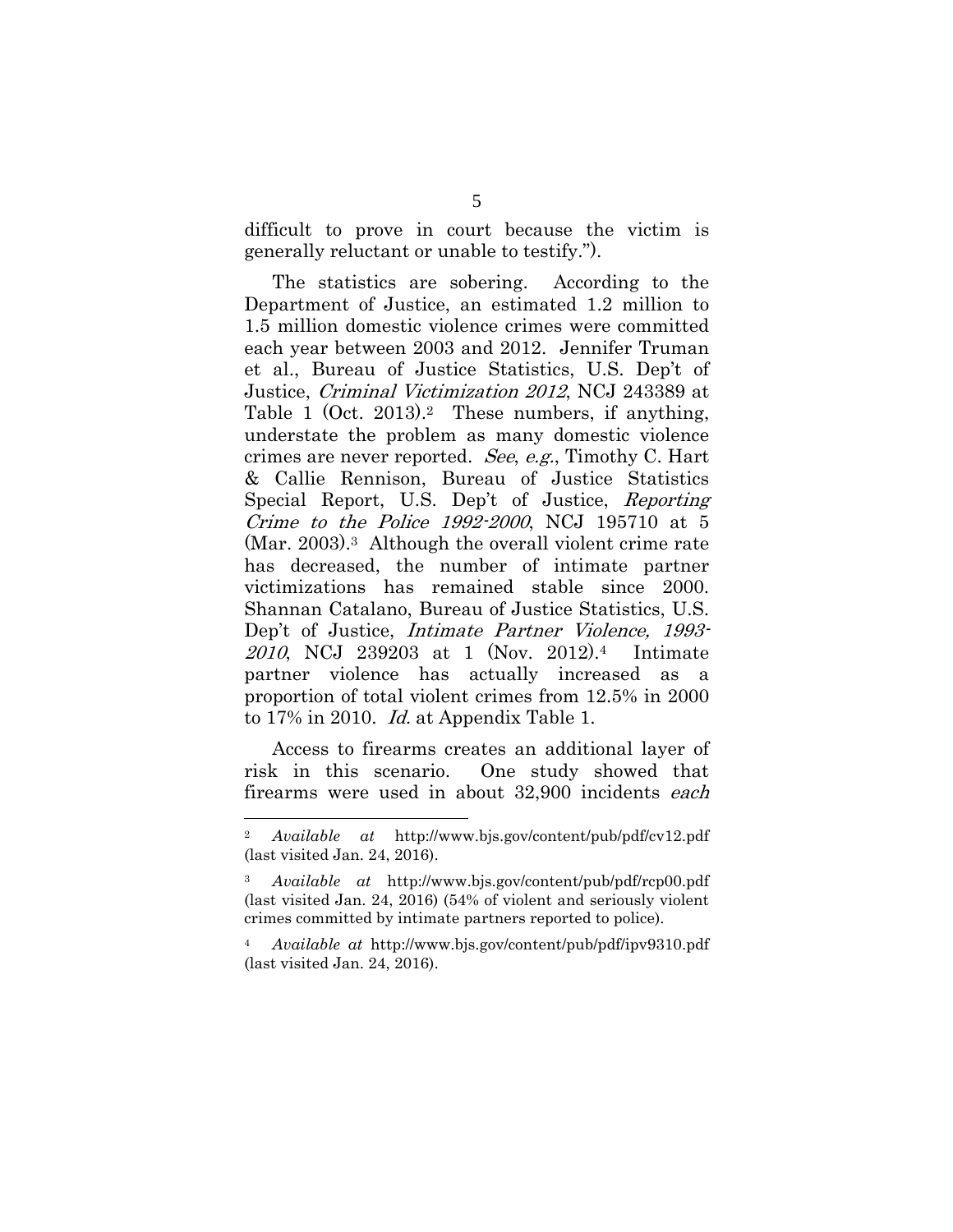difficult to prove in court because the victim is generally reluctant or unable to testify.").

The statistics are sobering. According to the Department of Justice, an estimated 1.2 million to 1.5 million domestic violence crimes were committed each year between 2003 and 2012. Jennifer Truman et al., Bureau of Justice Statistics, U.S. Dep't of Justice, *Criminal Victimization 2012*, NCJ 243389 at Table 1 (Oct. 2013).[2] These numbers, if anything, understate the problem as many domestic violence crimes are never reported. *See*, *e.g.*, Timothy C. Hart & Callie Rennison, Bureau of Justice Statistics Special Report, U.S. Dep't of Justice, *Reporting Crime to the Police 1992-2000*, NCJ 195710 at 5 (Mar. 2003).[3] Although the overall violent crime rate has decreased, the number of intimate partner victimizations has remained stable since 2000. Shannan Catalano, Bureau of Justice Statistics, U.S. Dep't of Justice, *Intimate Partner Violence, 1993-2010*, NCJ 239203 at 1 (Nov. 2012).[4] Intimate partner violence has actually increased as a proportion of total violent crimes from 12.5% in 2000 to 17% in 2010. *Id.* at Appendix Table 1.

Access to firearms creates an additional layer of risk in this scenario. One study showed that firearms were used in about 32,900 incidents *each*

---

[2] *Available at* http://www.bjs.gov/content/pub/pdf/cv12.pdf (last visited Jan. 24, 2016).

[3] *Available at* http://www.bjs.gov/content/pub/pdf/rcp00.pdf (last visited Jan. 24, 2016) (54% of violent and seriously violent crimes committed by intimate partners reported to police).

[4] *Available at* http://www.bjs.gov/content/pub/pdf/ipv9310.pdf (last visited Jan. 24, 2016).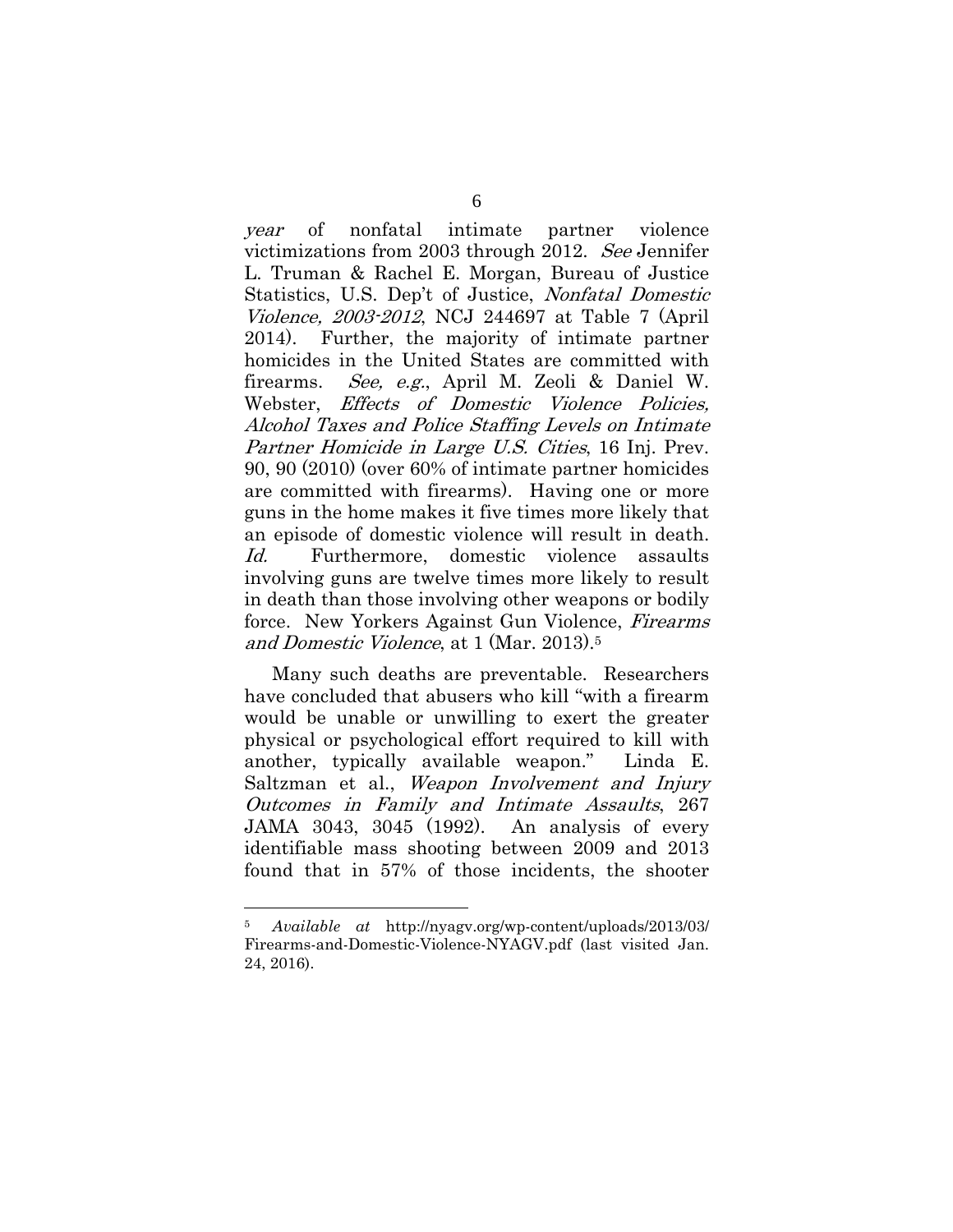*year* of nonfatal intimate partner violence victimizations from 2003 through 2012. *See* Jennifer L. Truman & Rachel E. Morgan, Bureau of Justice Statistics, U.S. Dep't of Justice, *Nonfatal Domestic Violence, 2003-2012*, NCJ 244697 at Table 7 (April 2014). Further, the majority of intimate partner homicides in the United States are committed with firearms. *See, e.g.*, April M. Zeoli & Daniel W. Webster, *Effects of Domestic Violence Policies, Alcohol Taxes and Police Staffing Levels on Intimate Partner Homicide in Large U.S. Cities*, 16 Inj. Prev. 90, 90 (2010) (over 60% of intimate partner homicides are committed with firearms). Having one or more guns in the home makes it five times more likely that an episode of domestic violence will result in death. *Id.* Furthermore, domestic violence assaults involving guns are twelve times more likely to result in death than those involving other weapons or bodily force. New Yorkers Against Gun Violence, *Firearms and Domestic Violence*, at 1 (Mar. 2013).[5]

Many such deaths are preventable. Researchers have concluded that abusers who kill "with a firearm would be unable or unwilling to exert the greater physical or psychological effort required to kill with another, typically available weapon." Linda E. Saltzman et al., *Weapon Involvement and Injury Outcomes in Family and Intimate Assaults*, 267 JAMA 3043, 3045 (1992). An analysis of every identifiable mass shooting between 2009 and 2013 found that in 57% of those incidents, the shooter

---

[5] *Available at* http://nyagv.org/wp-content/uploads/2013/03/Firearms-and-Domestic-Violence-NYAGV.pdf (last visited Jan. 24, 2016).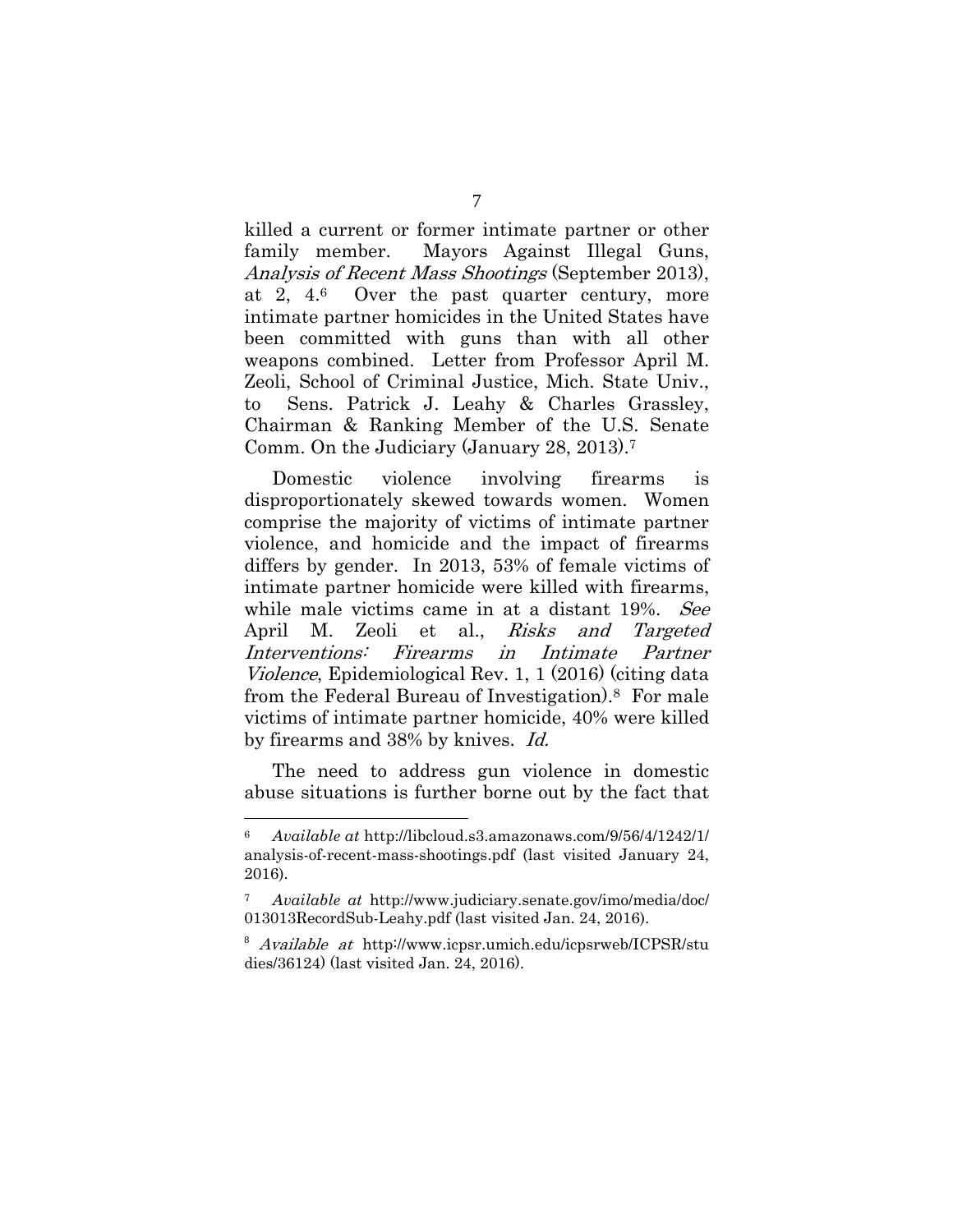killed a current or former intimate partner or other family member. Mayors Against Illegal Guns, *Analysis of Recent Mass Shootings* (September 2013), at 2, 4.[6] Over the past quarter century, more intimate partner homicides in the United States have been committed with guns than with all other weapons combined. Letter from Professor April M. Zeoli, School of Criminal Justice, Mich. State Univ., to Sens. Patrick J. Leahy & Charles Grassley, Chairman & Ranking Member of the U.S. Senate Comm. On the Judiciary (January 28, 2013).[7]

Domestic violence involving firearms is disproportionately skewed towards women. Women comprise the majority of victims of intimate partner violence, and homicide and the impact of firearms differs by gender. In 2013, 53% of female victims of intimate partner homicide were killed with firearms, while male victims came in at a distant 19%. *See* April M. Zeoli et al., *Risks and Targeted Interventions: Firearms in Intimate Partner Violence*, Epidemiological Rev. 1, 1 (2016) (citing data from the Federal Bureau of Investigation).[8] For male victims of intimate partner homicide, 40% were killed by firearms and 38% by knives. *Id.*

The need to address gun violence in domestic abuse situations is further borne out by the fact that

---

[6] *Available at* http://libcloud.s3.amazonaws.com/9/56/4/1242/1/analysis-of-recent-mass-shootings.pdf (last visited January 24, 2016).

[7] *Available at* http://www.judiciary.senate.gov/imo/media/doc/013013RecordSub-Leahy.pdf (last visited Jan. 24, 2016).

[8] *Available at* http://www.icpsr.umich.edu/icpsrweb/ICPSR/studies/36124) (last visited Jan. 24, 2016).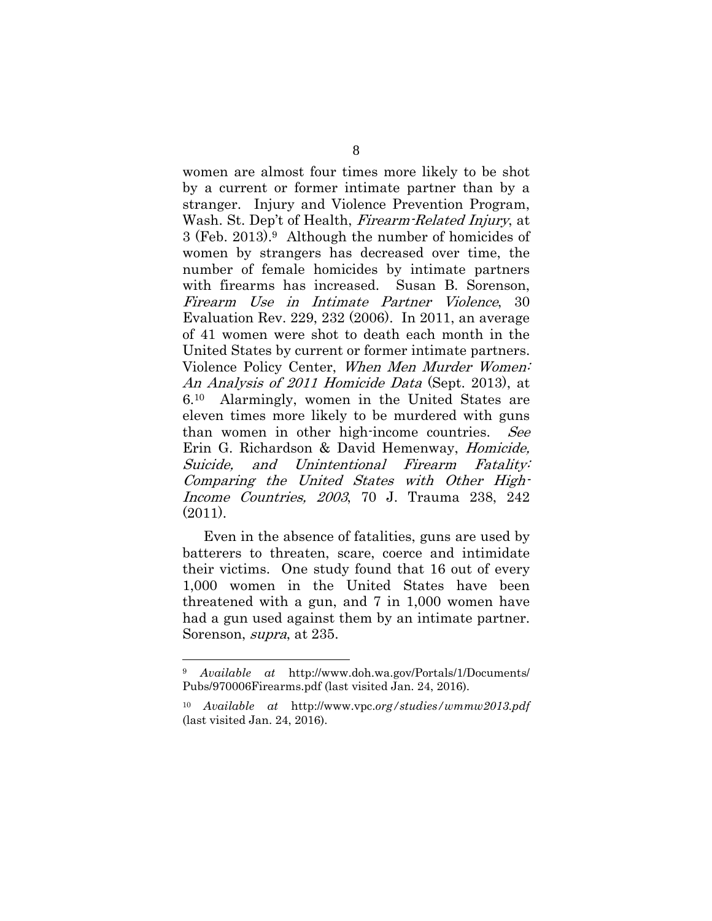women are almost four times more likely to be shot by a current or former intimate partner than by a stranger. Injury and Violence Prevention Program, Wash. St. Dep't of Health, *Firearm-Related Injury*, at 3 (Feb. 2013).[9] Although the number of homicides of women by strangers has decreased over time, the number of female homicides by intimate partners with firearms has increased. Susan B. Sorenson, *Firearm Use in Intimate Partner Violence*, 30 Evaluation Rev. 229, 232 (2006). In 2011, an average of 41 women were shot to death each month in the United States by current or former intimate partners. Violence Policy Center, *When Men Murder Women: An Analysis of 2011 Homicide Data* (Sept. 2013), at 6.[10] Alarmingly, women in the United States are eleven times more likely to be murdered with guns than women in other high-income countries. *See* Erin G. Richardson & David Hemenway, *Homicide, Suicide, and Unintentional Firearm Fatality: Comparing the United States with Other High-Income Countries, 2003*, 70 J. Trauma 238, 242 (2011).

Even in the absence of fatalities, guns are used by batterers to threaten, scare, coerce and intimidate their victims. One study found that 16 out of every 1,000 women in the United States have been threatened with a gun, and 7 in 1,000 women have had a gun used against them by an intimate partner. Sorenson, *supra*, at 235.

---

[9] *Available at* http://www.doh.wa.gov/Portals/1/Documents/Pubs/970006Firearms.pdf (last visited Jan. 24, 2016).

[10] *Available at* http://www.vpc.org/studies/wmmw2013.pdf (last visited Jan. 24, 2016).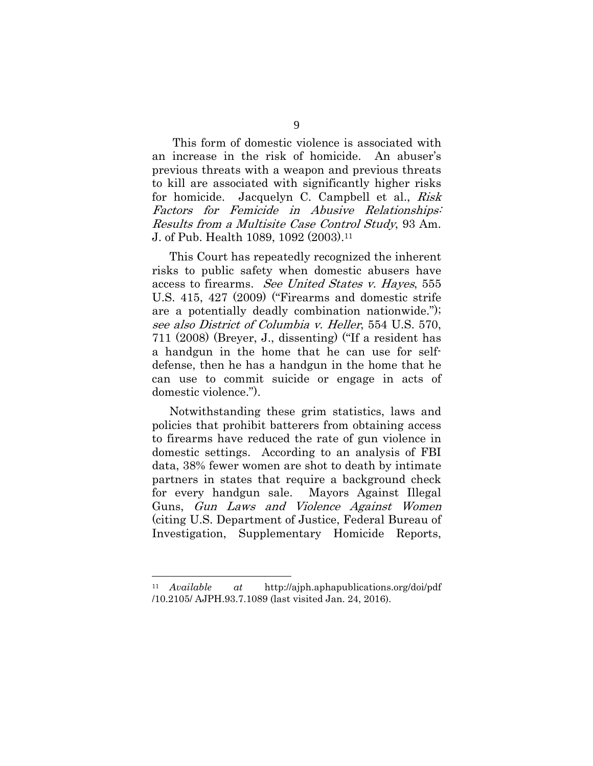This form of domestic violence is associated with an increase in the risk of homicide. An abuser's previous threats with a weapon and previous threats to kill are associated with significantly higher risks for homicide. Jacquelyn C. Campbell et al., *Risk Factors for Femicide in Abusive Relationships: Results from a Multisite Case Control Study*, 93 Am. J. of Pub. Health 1089, 1092 (2003).[11]

This Court has repeatedly recognized the inherent risks to public safety when domestic abusers have access to firearms. *See United States v. Hayes*, 555 U.S. 415, 427 (2009) ("Firearms and domestic strife are a potentially deadly combination nationwide."); *see also District of Columbia v. Heller*, 554 U.S. 570, 711 (2008) (Breyer, J., dissenting) ("If a resident has a handgun in the home that he can use for self-defense, then he has a handgun in the home that he can use to commit suicide or engage in acts of domestic violence.").

Notwithstanding these grim statistics, laws and policies that prohibit batterers from obtaining access to firearms have reduced the rate of gun violence in domestic settings. According to an analysis of FBI data, 38% fewer women are shot to death by intimate partners in states that require a background check for every handgun sale. Mayors Against Illegal Guns, *Gun Laws and Violence Against Women* (citing U.S. Department of Justice, Federal Bureau of Investigation, Supplementary Homicide Reports,

---

[11] *Available at* http://ajph.aphapublications.org/doi/pdf/10.2105/ AJPH.93.7.1089 (last visited Jan. 24, 2016).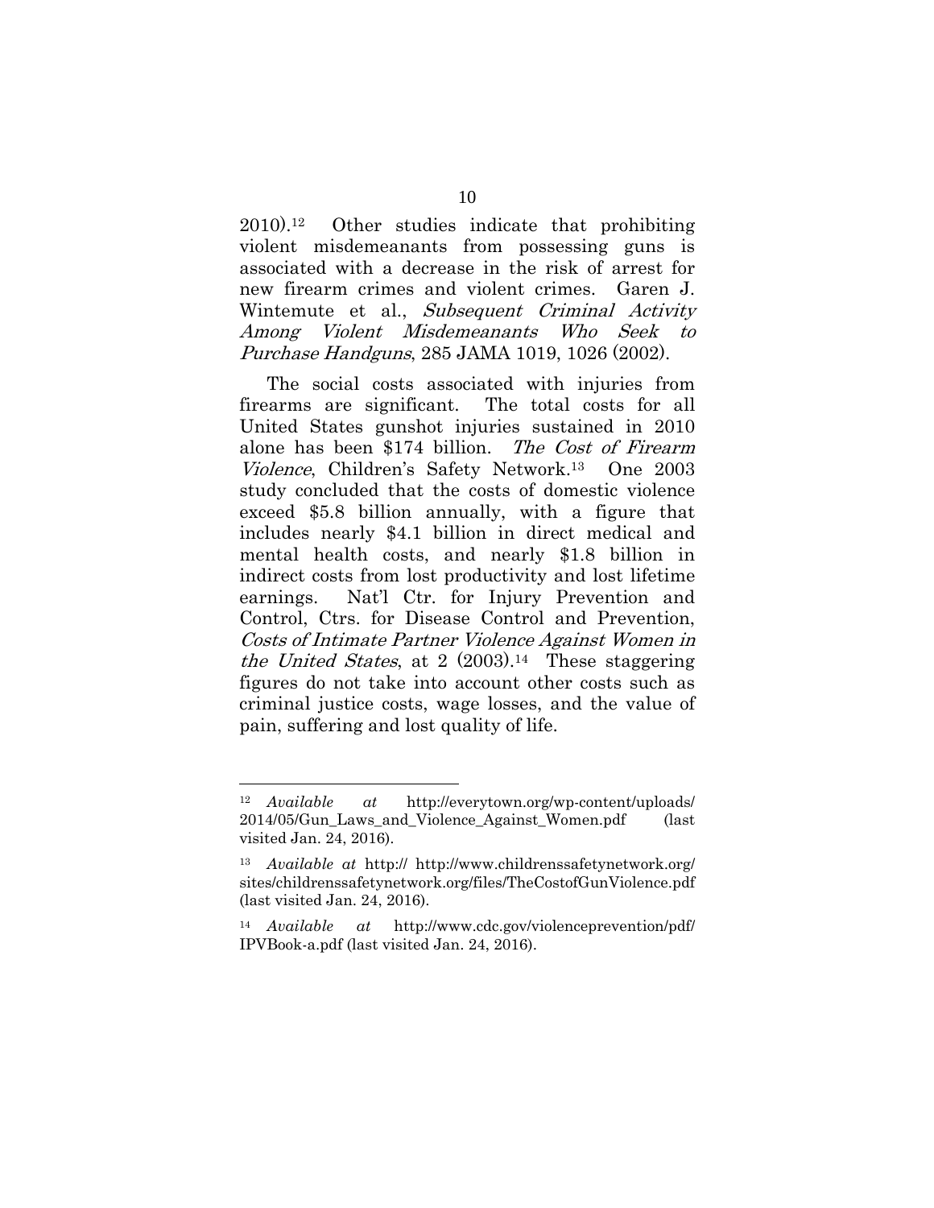2010).[12] Other studies indicate that prohibiting violent misdemeanants from possessing guns is associated with a decrease in the risk of arrest for new firearm crimes and violent crimes. Garen J. Wintemute et al., *Subsequent Criminal Activity Among Violent Misdemeanants Who Seek to Purchase Handguns*, 285 JAMA 1019, 1026 (2002).

The social costs associated with injuries from firearms are significant. The total costs for all United States gunshot injuries sustained in 2010 alone has been $174 billion. *The Cost of Firearm Violence*, Children's Safety Network.[13] One 2003 study concluded that the costs of domestic violence exceed $5.8 billion annually, with a figure that includes nearly $4.1 billion in direct medical and mental health costs, and nearly $1.8 billion in indirect costs from lost productivity and lost lifetime earnings. Nat'l Ctr. for Injury Prevention and Control, Ctrs. for Disease Control and Prevention, *Costs of Intimate Partner Violence Against Women in the United States*, at 2 (2003).[14] These staggering figures do not take into account other costs such as criminal justice costs, wage losses, and the value of pain, suffering and lost quality of life.

---

[12] *Available at* http://everytown.org/wp-content/uploads/2014/05/Gun_Laws_and_Violence_Against_Women.pdf (last visited Jan. 24, 2016).

[13] *Available at* http:// http://www.childrenssafetynetwork.org/sites/childrenssafetynetwork.org/files/TheCostofGunViolence.pdf (last visited Jan. 24, 2016).

[14] *Available at* http://www.cdc.gov/violenceprevention/pdf/IPVBook-a.pdf (last visited Jan. 24, 2016).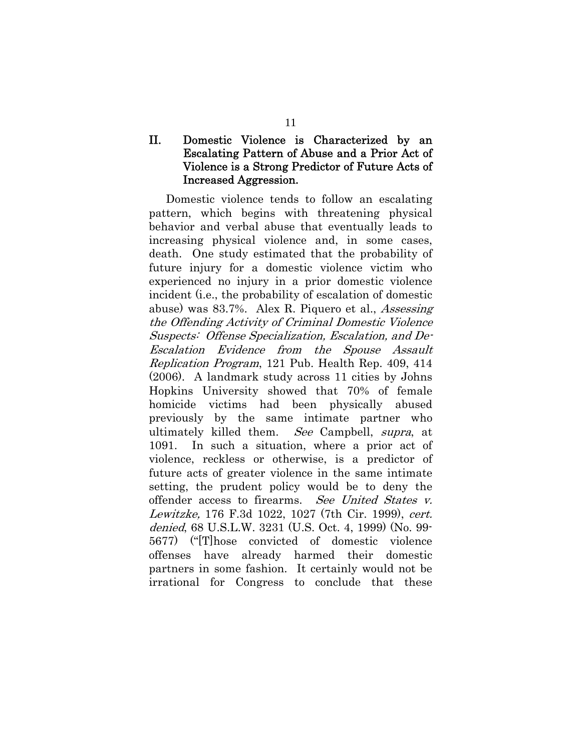## II. Domestic Violence is Characterized by an Escalating Pattern of Abuse and a Prior Act of Violence is a Strong Predictor of Future Acts of Increased Aggression.

Domestic violence tends to follow an escalating pattern, which begins with threatening physical behavior and verbal abuse that eventually leads to increasing physical violence and, in some cases, death. One study estimated that the probability of future injury for a domestic violence victim who experienced no injury in a prior domestic violence incident (i.e., the probability of escalation of domestic abuse) was 83.7%. Alex R. Piquero et al., *Assessing the Offending Activity of Criminal Domestic Violence Suspects: Offense Specialization, Escalation, and De-Escalation Evidence from the Spouse Assault Replication Program*, 121 Pub. Health Rep. 409, 414 (2006). A landmark study across 11 cities by Johns Hopkins University showed that 70% of female homicide victims had been physically abused previously by the same intimate partner who ultimately killed them. *See* Campbell, *supra*, at 1091. In such a situation, where a prior act of violence, reckless or otherwise, is a predictor of future acts of greater violence in the same intimate setting, the prudent policy would be to deny the offender access to firearms. *See United States v. Lewitzke,* 176 F.3d 1022, 1027 (7th Cir. 1999), *cert. denied*, 68 U.S.L.W. 3231 (U.S. Oct. 4, 1999) (No. 99-5677) ("[T]hose convicted of domestic violence offenses have already harmed their domestic partners in some fashion. It certainly would not be irrational for Congress to conclude that these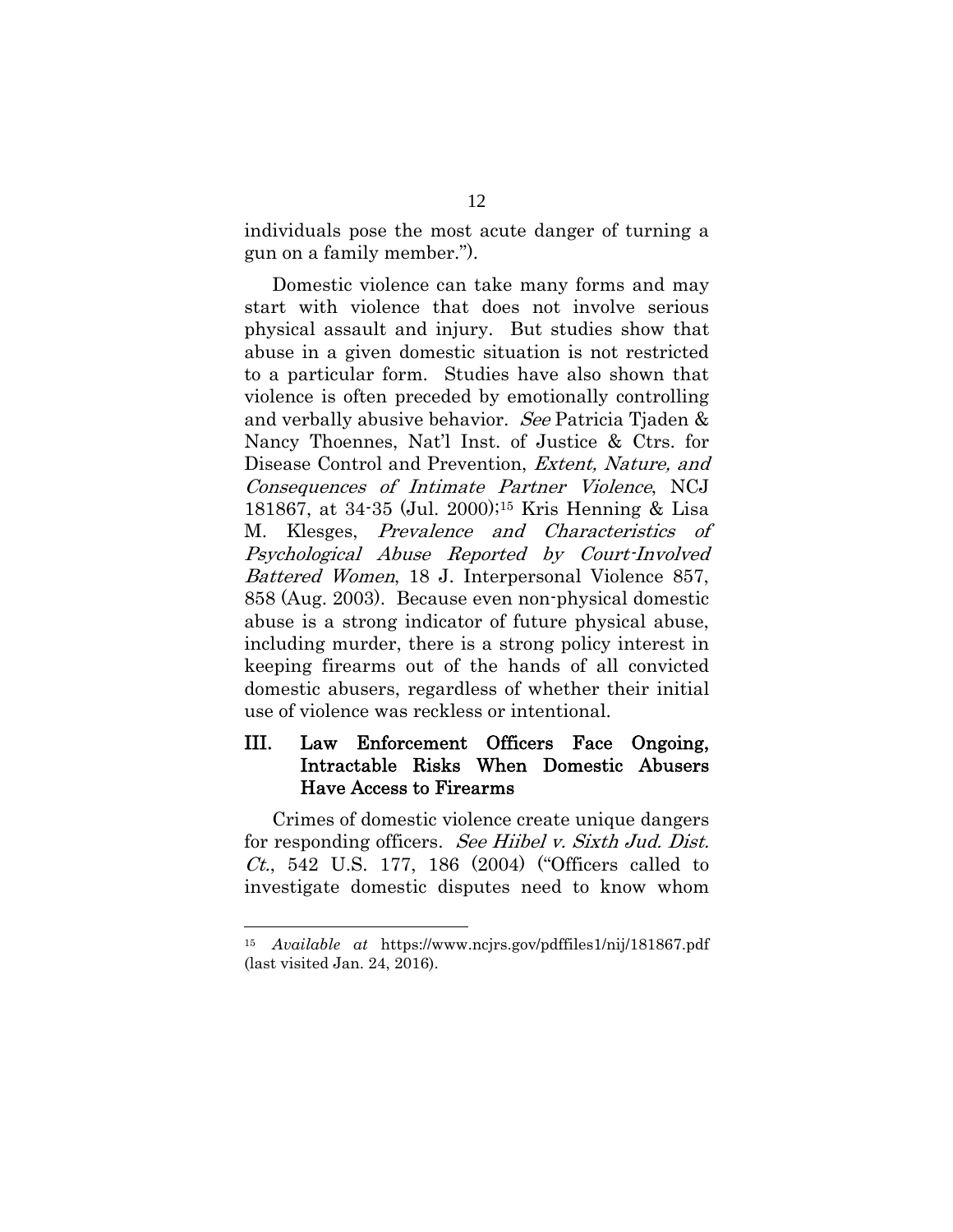individuals pose the most acute danger of turning a gun on a family member.").

Domestic violence can take many forms and may start with violence that does not involve serious physical assault and injury. But studies show that abuse in a given domestic situation is not restricted to a particular form. Studies have also shown that violence is often preceded by emotionally controlling and verbally abusive behavior. *See* Patricia Tjaden & Nancy Thoennes, Nat'l Inst. of Justice & Ctrs. for Disease Control and Prevention, *Extent, Nature, and Consequences of Intimate Partner Violence*, NCJ 181867, at 34-35 (Jul. 2000);[15] Kris Henning & Lisa M. Klesges, *Prevalence and Characteristics of Psychological Abuse Reported by Court-Involved Battered Women*, 18 J. Interpersonal Violence 857, 858 (Aug. 2003). Because even non-physical domestic abuse is a strong indicator of future physical abuse, including murder, there is a strong policy interest in keeping firearms out of the hands of all convicted domestic abusers, regardless of whether their initial use of violence was reckless or intentional.

## III. Law Enforcement Officers Face Ongoing, Intractable Risks When Domestic Abusers Have Access to Firearms

Crimes of domestic violence create unique dangers for responding officers. *See Hiibel v. Sixth Jud. Dist. Ct.*, 542 U.S. 177, 186 (2004) ("Officers called to investigate domestic disputes need to know whom

[15] *Available at* https://www.ncjrs.gov/pdffiles1/nij/181867.pdf (last visited Jan. 24, 2016).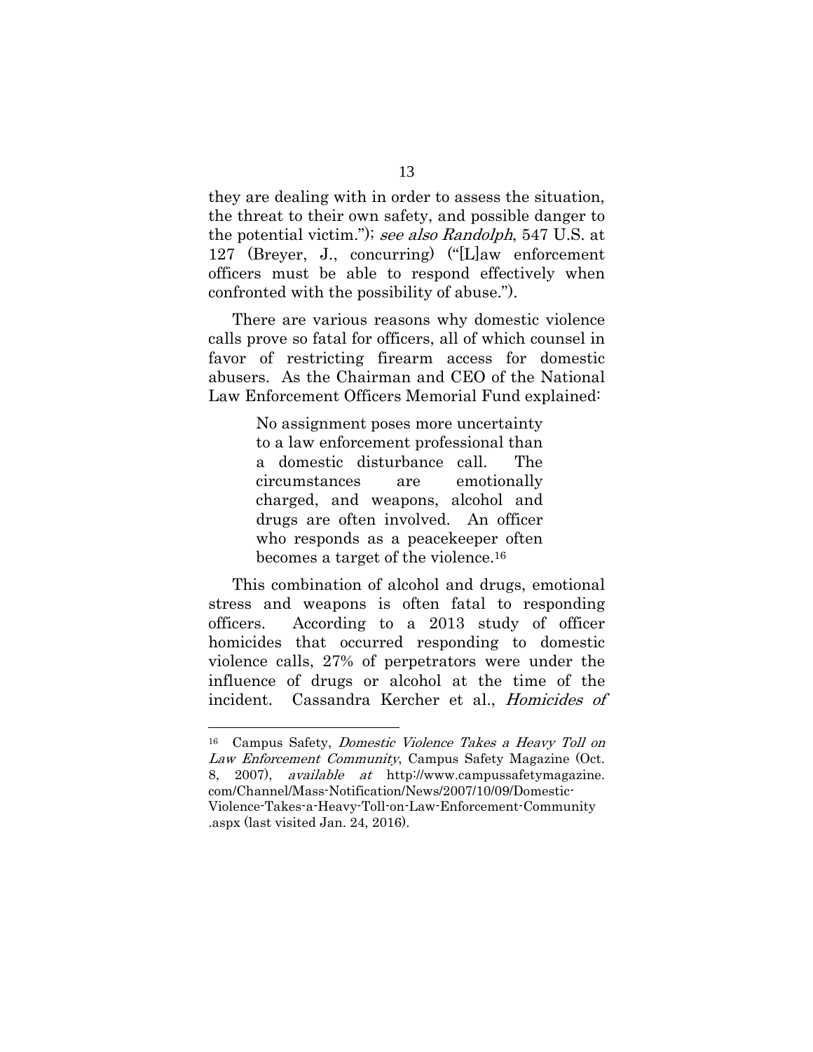they are dealing with in order to assess the situation, the threat to their own safety, and possible danger to the potential victim."); *see also Randolph*, 547 U.S. at 127 (Breyer, J., concurring) ("[L]aw enforcement officers must be able to respond effectively when confronted with the possibility of abuse.").

There are various reasons why domestic violence calls prove so fatal for officers, all of which counsel in favor of restricting firearm access for domestic abusers. As the Chairman and CEO of the National Law Enforcement Officers Memorial Fund explained:

> No assignment poses more uncertainty to a law enforcement professional than a domestic disturbance call. The circumstances are emotionally charged, and weapons, alcohol and drugs are often involved. An officer who responds as a peacekeeper often becomes a target of the violence.[16]

This combination of alcohol and drugs, emotional stress and weapons is often fatal to responding officers. According to a 2013 study of officer homicides that occurred responding to domestic violence calls, 27% of perpetrators were under the influence of drugs or alcohol at the time of the incident. Cassandra Kercher et al., *Homicides of*

---

[16] Campus Safety, *Domestic Violence Takes a Heavy Toll on Law Enforcement Community*, Campus Safety Magazine (Oct. 8, 2007), *available at* http://www.campussafetymagazine.com/Channel/Mass-Notification/News/2007/10/09/Domestic-Violence-Takes-a-Heavy-Toll-on-Law-Enforcement-Community.aspx (last visited Jan. 24, 2016).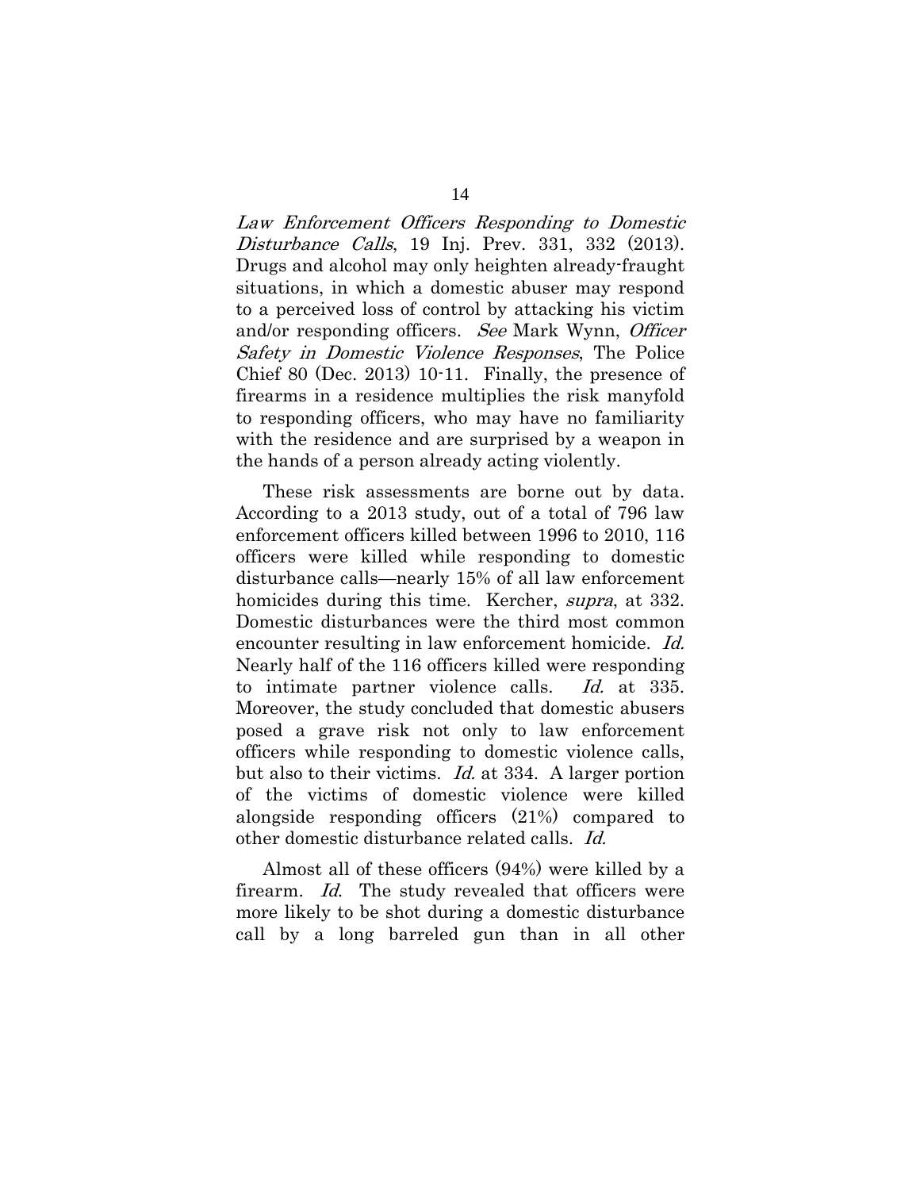*Law Enforcement Officers Responding to Domestic Disturbance Calls*, 19 Inj. Prev. 331, 332 (2013). Drugs and alcohol may only heighten already-fraught situations, in which a domestic abuser may respond to a perceived loss of control by attacking his victim and/or responding officers. *See* Mark Wynn, *Officer Safety in Domestic Violence Responses*, The Police Chief 80 (Dec. 2013) 10-11. Finally, the presence of firearms in a residence multiplies the risk manyfold to responding officers, who may have no familiarity with the residence and are surprised by a weapon in the hands of a person already acting violently.

These risk assessments are borne out by data. According to a 2013 study, out of a total of 796 law enforcement officers killed between 1996 to 2010, 116 officers were killed while responding to domestic disturbance calls—nearly 15% of all law enforcement homicides during this time. Kercher, *supra*, at 332. Domestic disturbances were the third most common encounter resulting in law enforcement homicide. *Id.* Nearly half of the 116 officers killed were responding to intimate partner violence calls. *Id.* at 335. Moreover, the study concluded that domestic abusers posed a grave risk not only to law enforcement officers while responding to domestic violence calls, but also to their victims. *Id.* at 334. A larger portion of the victims of domestic violence were killed alongside responding officers (21%) compared to other domestic disturbance related calls. *Id.*

Almost all of these officers (94%) were killed by a firearm. *Id.* The study revealed that officers were more likely to be shot during a domestic disturbance call by a long barreled gun than in all other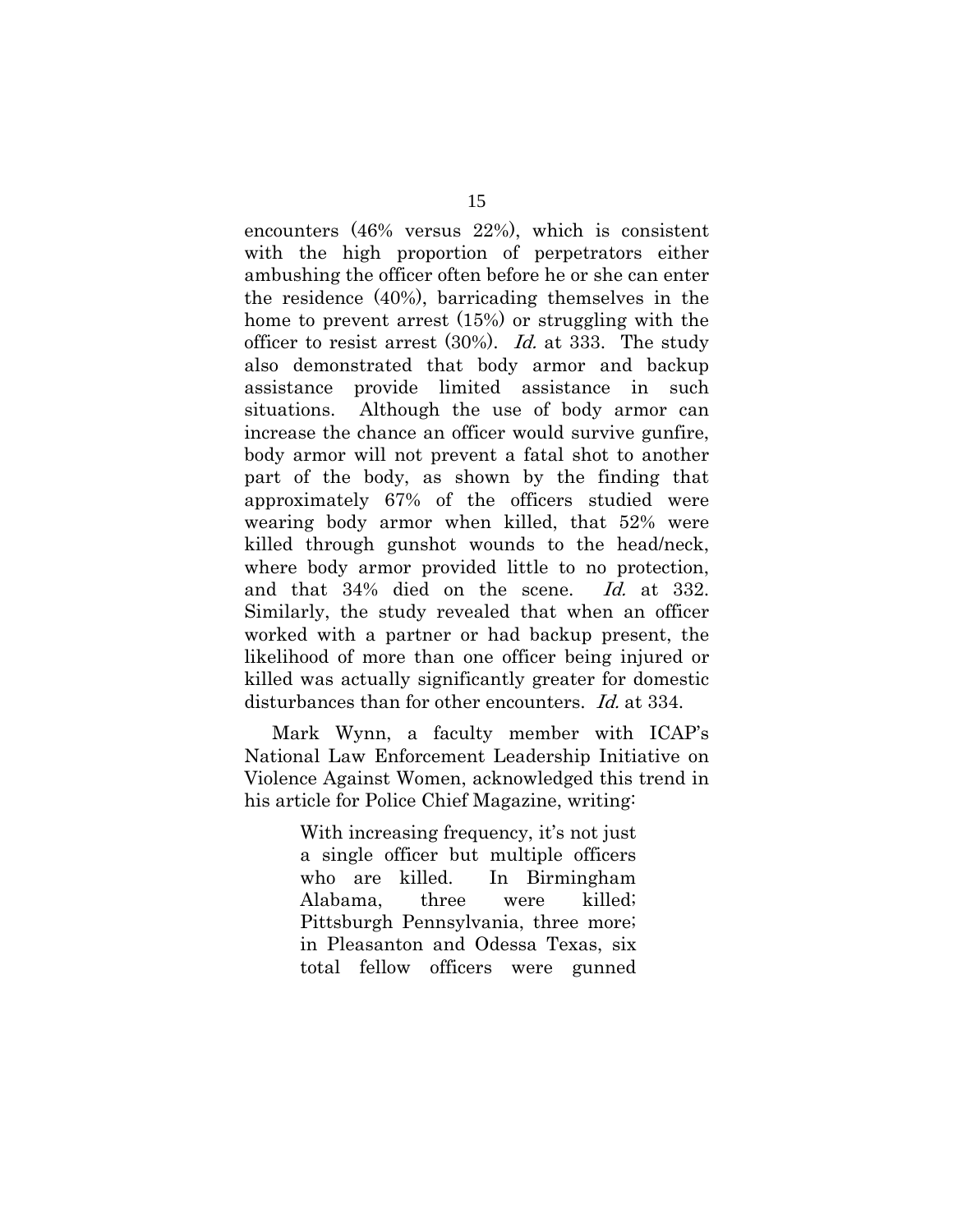encounters (46% versus 22%), which is consistent with the high proportion of perpetrators either ambushing the officer often before he or she can enter the residence (40%), barricading themselves in the home to prevent arrest (15%) or struggling with the officer to resist arrest (30%). *Id.* at 333. The study also demonstrated that body armor and backup assistance provide limited assistance in such situations. Although the use of body armor can increase the chance an officer would survive gunfire, body armor will not prevent a fatal shot to another part of the body, as shown by the finding that approximately 67% of the officers studied were wearing body armor when killed, that 52% were killed through gunshot wounds to the head/neck, where body armor provided little to no protection, and that 34% died on the scene. *Id.* at 332. Similarly, the study revealed that when an officer worked with a partner or had backup present, the likelihood of more than one officer being injured or killed was actually significantly greater for domestic disturbances than for other encounters. *Id.* at 334.

Mark Wynn, a faculty member with ICAP's National Law Enforcement Leadership Initiative on Violence Against Women, acknowledged this trend in his article for Police Chief Magazine, writing:

> With increasing frequency, it's not just a single officer but multiple officers who are killed. In Birmingham Alabama, three were killed; Pittsburgh Pennsylvania, three more; in Pleasanton and Odessa Texas, six total fellow officers were gunned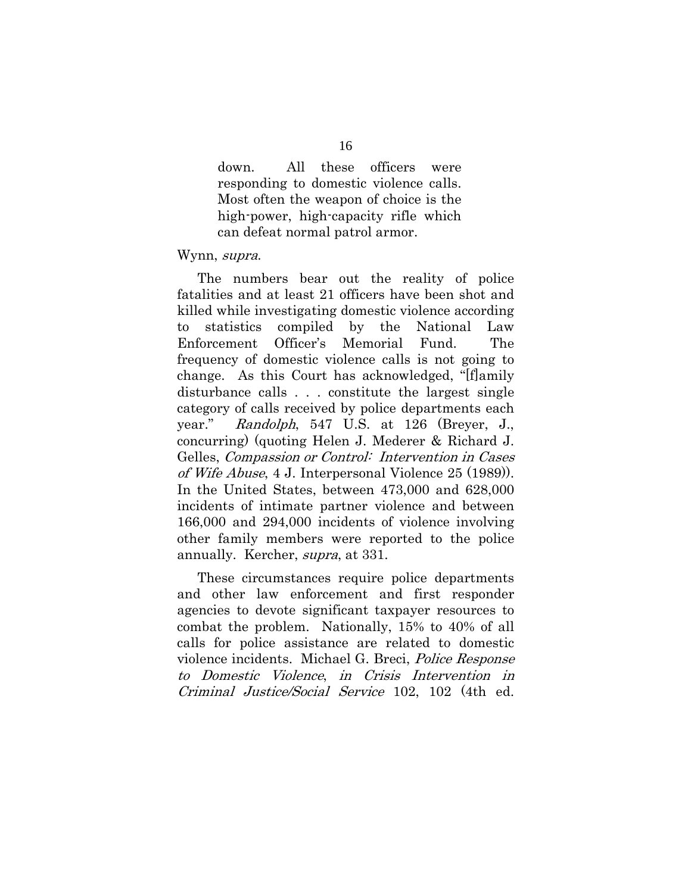> down. All these officers were responding to domestic violence calls. Most often the weapon of choice is the high-power, high-capacity rifle which can defeat normal patrol armor.

Wynn, *supra*.

The numbers bear out the reality of police fatalities and at least 21 officers have been shot and killed while investigating domestic violence according to statistics compiled by the National Law Enforcement Officer's Memorial Fund. The frequency of domestic violence calls is not going to change. As this Court has acknowledged, "[f]amily disturbance calls . . . constitute the largest single category of calls received by police departments each year." *Randolph*, 547 U.S. at 126 (Breyer, J., concurring) (quoting Helen J. Mederer & Richard J. Gelles, *Compassion or Control: Intervention in Cases of Wife Abuse*, 4 J. Interpersonal Violence 25 (1989)). In the United States, between 473,000 and 628,000 incidents of intimate partner violence and between 166,000 and 294,000 incidents of violence involving other family members were reported to the police annually. Kercher, *supra*, at 331.

These circumstances require police departments and other law enforcement and first responder agencies to devote significant taxpayer resources to combat the problem. Nationally, 15% to 40% of all calls for police assistance are related to domestic violence incidents. Michael G. Breci, *Police Response to Domestic Violence*, *in Crisis Intervention in Criminal Justice/Social Service* 102, 102 (4th ed.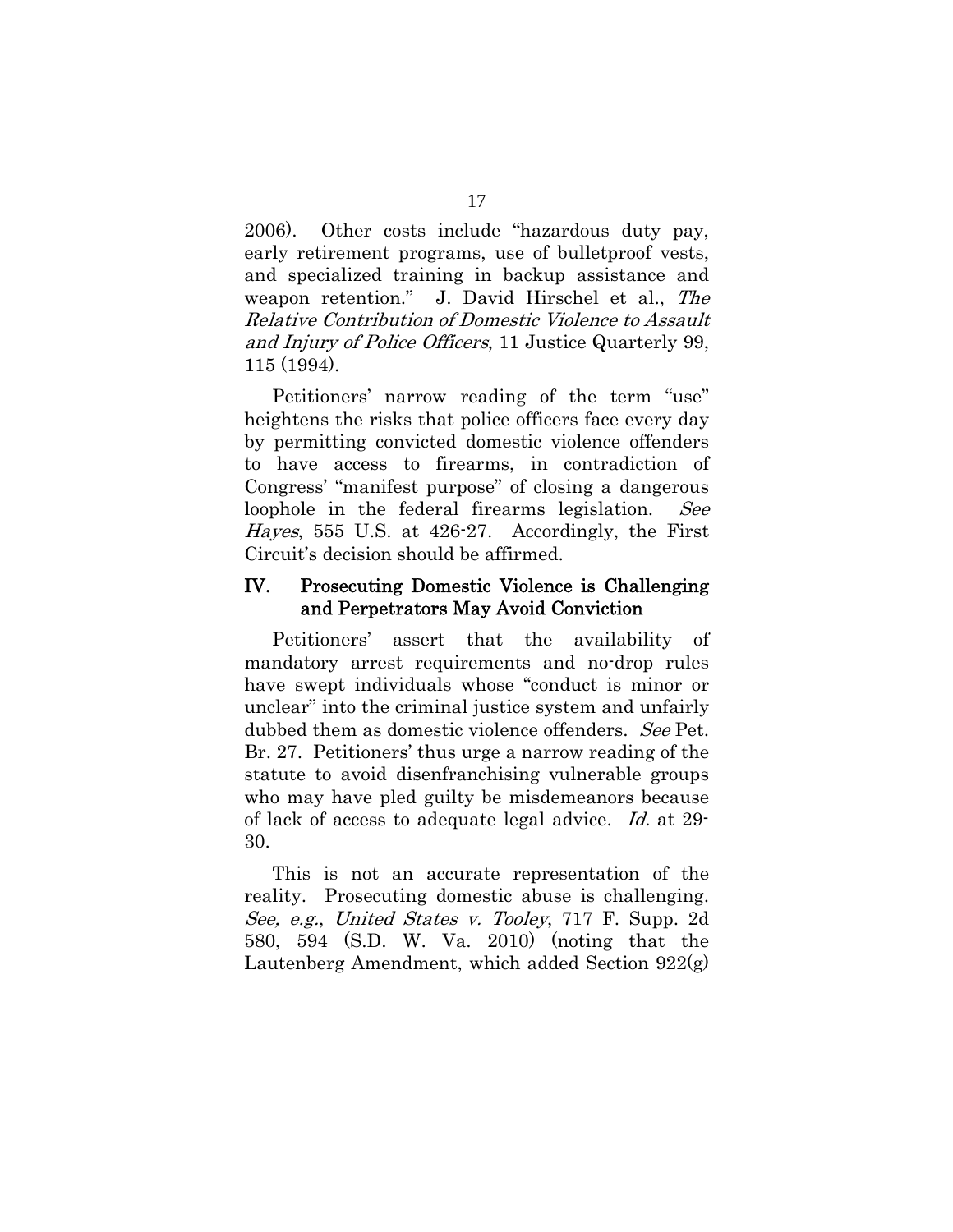2006). Other costs include "hazardous duty pay, early retirement programs, use of bulletproof vests, and specialized training in backup assistance and weapon retention." J. David Hirschel et al., *The Relative Contribution of Domestic Violence to Assault and Injury of Police Officers*, 11 Justice Quarterly 99, 115 (1994).

Petitioners' narrow reading of the term "use" heightens the risks that police officers face every day by permitting convicted domestic violence offenders to have access to firearms, in contradiction of Congress' "manifest purpose" of closing a dangerous loophole in the federal firearms legislation. *See Hayes*, 555 U.S. at 426-27. Accordingly, the First Circuit's decision should be affirmed.

## IV. Prosecuting Domestic Violence is Challenging and Perpetrators May Avoid Conviction

Petitioners' assert that the availability of mandatory arrest requirements and no-drop rules have swept individuals whose "conduct is minor or unclear" into the criminal justice system and unfairly dubbed them as domestic violence offenders. *See* Pet. Br. 27. Petitioners' thus urge a narrow reading of the statute to avoid disenfranchising vulnerable groups who may have pled guilty be misdemeanors because of lack of access to adequate legal advice. *Id.* at 29-30.

This is not an accurate representation of the reality. Prosecuting domestic abuse is challenging. *See, e.g., United States v. Tooley*, 717 F. Supp. 2d 580, 594 (S.D. W. Va. 2010) (noting that the Lautenberg Amendment, which added Section 922(g)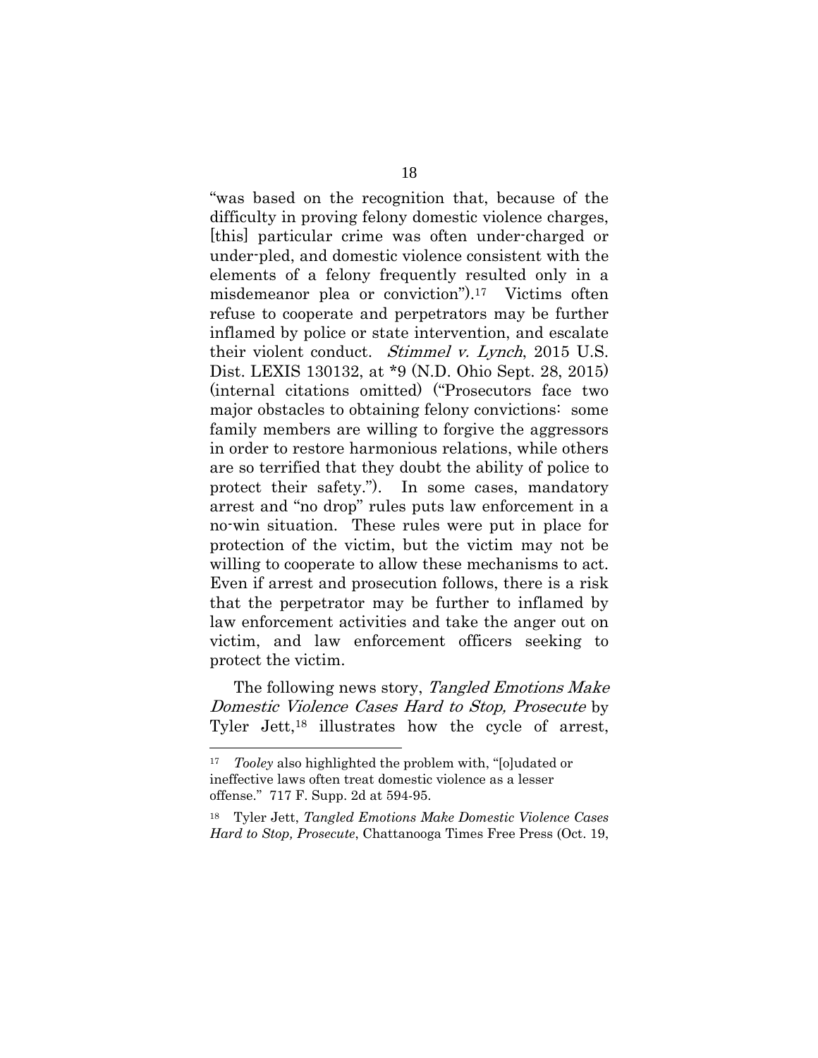"was based on the recognition that, because of the difficulty in proving felony domestic violence charges, [this] particular crime was often under-charged or under-pled, and domestic violence consistent with the elements of a felony frequently resulted only in a misdemeanor plea or conviction").[17] Victims often refuse to cooperate and perpetrators may be further inflamed by police or state intervention, and escalate their violent conduct. *Stimmel v. Lynch*, 2015 U.S. Dist. LEXIS 130132, at *9 (N.D. Ohio Sept. 28, 2015) (internal citations omitted) ("Prosecutors face two major obstacles to obtaining felony convictions: some family members are willing to forgive the aggressors in order to restore harmonious relations, while others are so terrified that they doubt the ability of police to protect their safety."). In some cases, mandatory arrest and "no drop" rules puts law enforcement in a no-win situation. These rules were put in place for protection of the victim, but the victim may not be willing to cooperate to allow these mechanisms to act. Even if arrest and prosecution follows, there is a risk that the perpetrator may be further to inflamed by law enforcement activities and take the anger out on victim, and law enforcement officers seeking to protect the victim.

The following news story, *Tangled Emotions Make Domestic Violence Cases Hard to Stop, Prosecute* by Tyler Jett,[18] illustrates how the cycle of arrest,

---

[17] *Tooley* also highlighted the problem with, "[o]udated or ineffective laws often treat domestic violence as a lesser offense." 717 F. Supp. 2d at 594-95.

[18] Tyler Jett, *Tangled Emotions Make Domestic Violence Cases Hard to Stop, Prosecute*, Chattanooga Times Free Press (Oct. 19,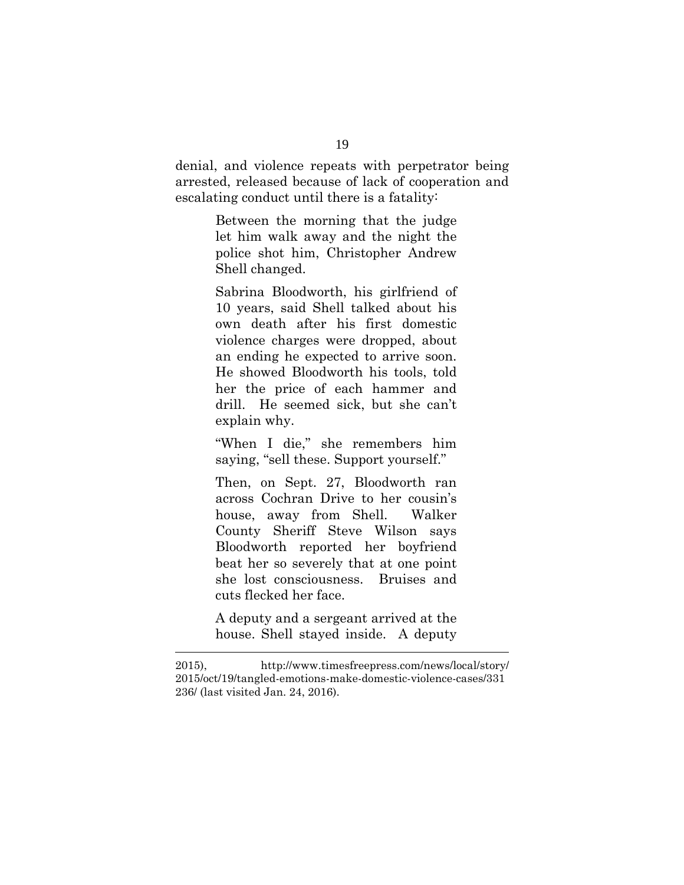denial, and violence repeats with perpetrator being arrested, released because of lack of cooperation and escalating conduct until there is a fatality:

> Between the morning that the judge let him walk away and the night the police shot him, Christopher Andrew Shell changed.
>
> Sabrina Bloodworth, his girlfriend of 10 years, said Shell talked about his own death after his first domestic violence charges were dropped, about an ending he expected to arrive soon. He showed Bloodworth his tools, told her the price of each hammer and drill. He seemed sick, but she can't explain why.
>
> "When I die," she remembers him saying, "sell these. Support yourself."
>
> Then, on Sept. 27, Bloodworth ran across Cochran Drive to her cousin's house, away from Shell. Walker County Sheriff Steve Wilson says Bloodworth reported her boyfriend beat her so severely that at one point she lost consciousness. Bruises and cuts flecked her face.
>
> A deputy and a sergeant arrived at the house. Shell stayed inside. A deputy

---

2015), http://www.timesfreepress.com/news/local/story/2015/oct/19/tangled-emotions-make-domestic-violence-cases/331236/ (last visited Jan. 24, 2016).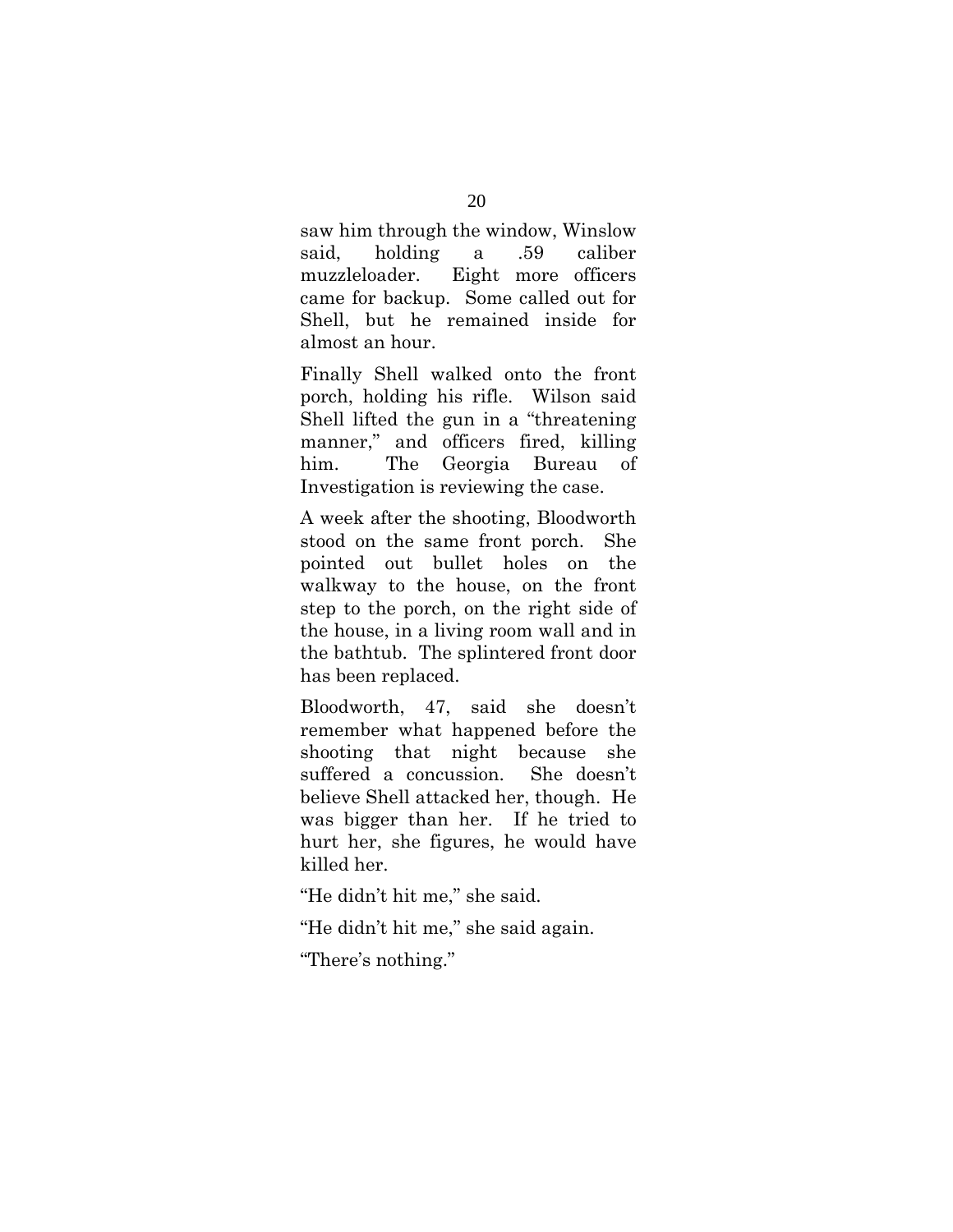saw him through the window, Winslow said, holding a .59 caliber muzzleloader. Eight more officers came for backup. Some called out for Shell, but he remained inside for almost an hour.

Finally Shell walked onto the front porch, holding his rifle. Wilson said Shell lifted the gun in a "threatening manner," and officers fired, killing him. The Georgia Bureau of Investigation is reviewing the case.

A week after the shooting, Bloodworth stood on the same front porch. She pointed out bullet holes on the walkway to the house, on the front step to the porch, on the right side of the house, in a living room wall and in the bathtub. The splintered front door has been replaced.

Bloodworth, 47, said she doesn't remember what happened before the shooting that night because she suffered a concussion. She doesn't believe Shell attacked her, though. He was bigger than her. If he tried to hurt her, she figures, he would have killed her.

"He didn't hit me," she said.

"He didn't hit me," she said again.

"There's nothing."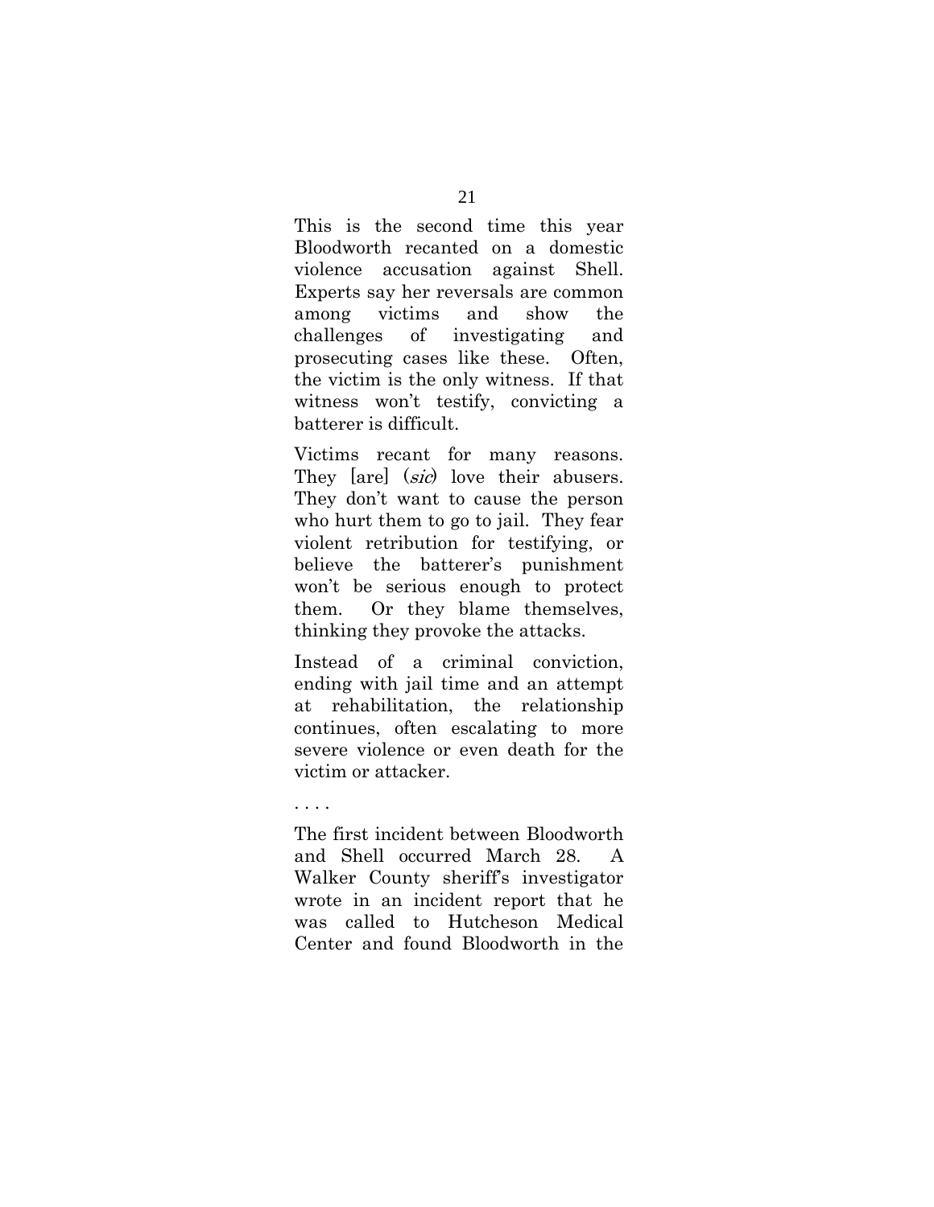This is the second time this year Bloodworth recanted on a domestic violence accusation against Shell. Experts say her reversals are common among victims and show the challenges of investigating and prosecuting cases like these. Often, the victim is the only witness. If that witness won't testify, convicting a batterer is difficult.

Victims recant for many reasons. They [are] (*sic*) love their abusers. They don't want to cause the person who hurt them to go to jail. They fear violent retribution for testifying, or believe the batterer's punishment won't be serious enough to protect them. Or they blame themselves, thinking they provoke the attacks.

Instead of a criminal conviction, ending with jail time and an attempt at rehabilitation, the relationship continues, often escalating to more severe violence or even death for the victim or attacker.

. . . .

The first incident between Bloodworth and Shell occurred March 28. A Walker County sheriff's investigator wrote in an incident report that he was called to Hutcheson Medical Center and found Bloodworth in the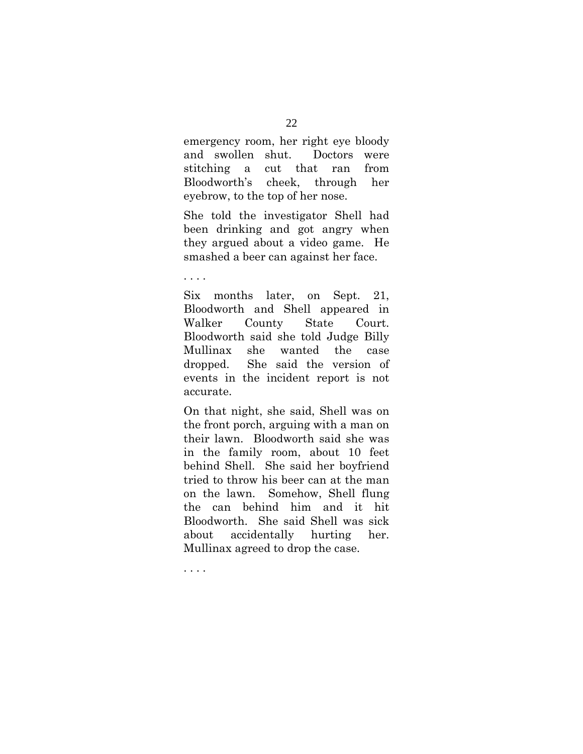emergency room, her right eye bloody and swollen shut. Doctors were stitching a cut that ran from Bloodworth's cheek, through her eyebrow, to the top of her nose.

She told the investigator Shell had been drinking and got angry when they argued about a video game. He smashed a beer can against her face.

. . . .

Six months later, on Sept. 21, Bloodworth and Shell appeared in Walker County State Court. Bloodworth said she told Judge Billy Mullinax she wanted the case dropped. She said the version of events in the incident report is not accurate.

On that night, she said, Shell was on the front porch, arguing with a man on their lawn. Bloodworth said she was in the family room, about 10 feet behind Shell. She said her boyfriend tried to throw his beer can at the man on the lawn. Somehow, Shell flung the can behind him and it hit Bloodworth. She said Shell was sick about accidentally hurting her. Mullinax agreed to drop the case.

. . . .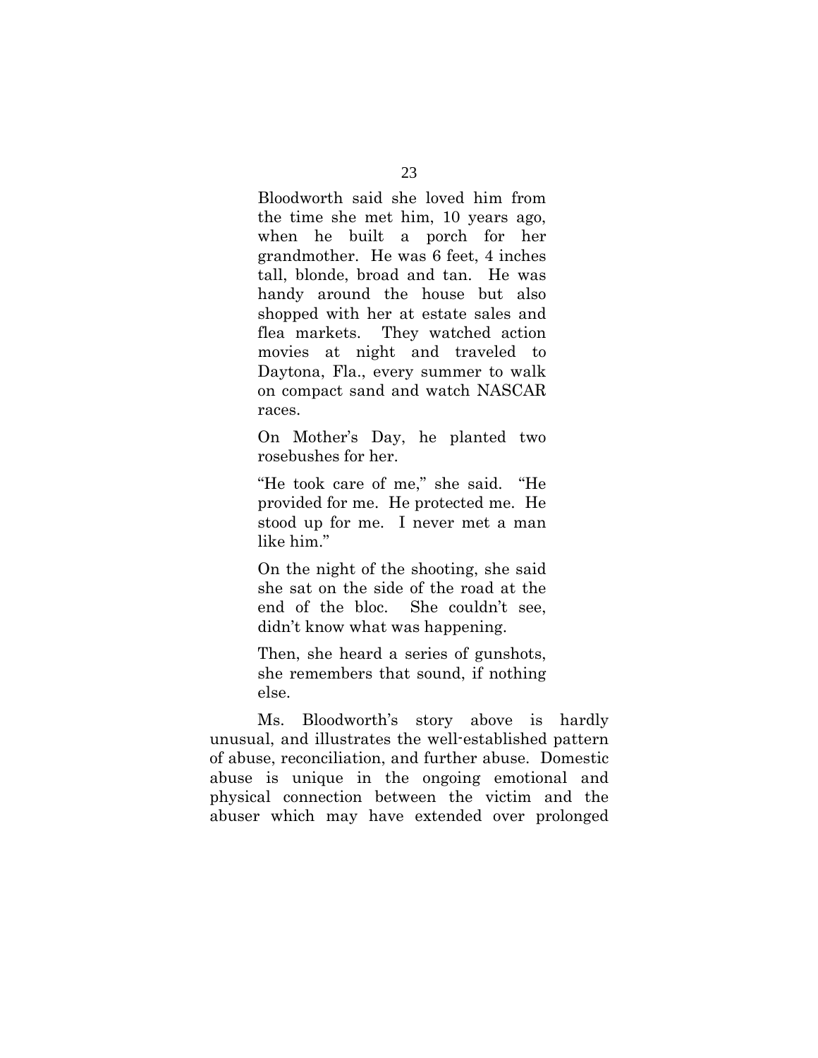> Bloodworth said she loved him from the time she met him, 10 years ago, when he built a porch for her grandmother. He was 6 feet, 4 inches tall, blonde, broad and tan. He was handy around the house but also shopped with her at estate sales and flea markets. They watched action movies at night and traveled to Daytona, Fla., every summer to walk on compact sand and watch NASCAR races.
>
> On Mother's Day, he planted two rosebushes for her.
>
> "He took care of me," she said. "He provided for me. He protected me. He stood up for me. I never met a man like him."
>
> On the night of the shooting, she said she sat on the side of the road at the end of the bloc. She couldn't see, didn't know what was happening.
>
> Then, she heard a series of gunshots, she remembers that sound, if nothing else.

Ms. Bloodworth's story above is hardly unusual, and illustrates the well-established pattern of abuse, reconciliation, and further abuse. Domestic abuse is unique in the ongoing emotional and physical connection between the victim and the abuser which may have extended over prolonged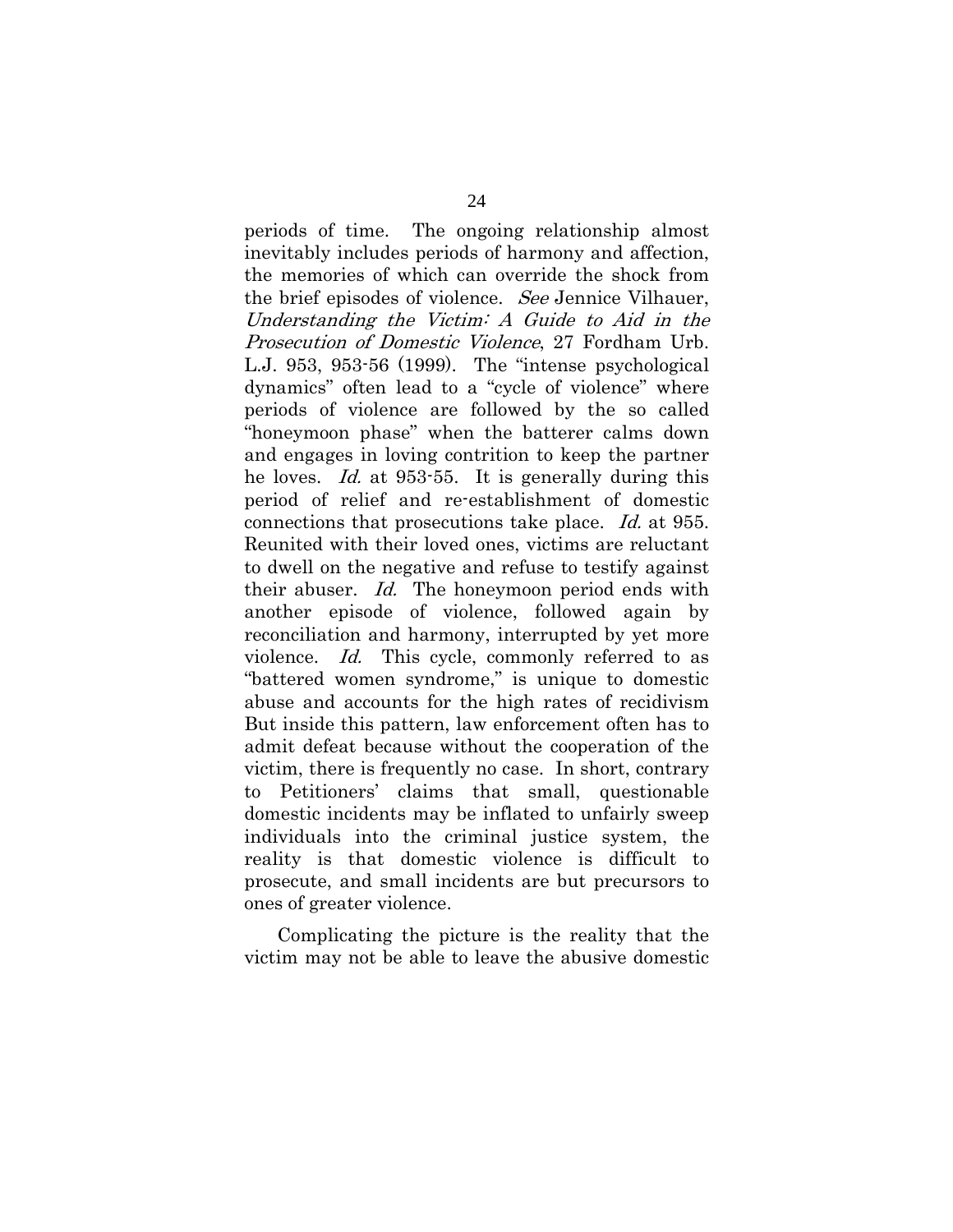periods of time. The ongoing relationship almost inevitably includes periods of harmony and affection, the memories of which can override the shock from the brief episodes of violence. *See* Jennice Vilhauer, *Understanding the Victim: A Guide to Aid in the Prosecution of Domestic Violence*, 27 Fordham Urb. L.J. 953, 953-56 (1999). The "intense psychological dynamics" often lead to a "cycle of violence" where periods of violence are followed by the so called "honeymoon phase" when the batterer calms down and engages in loving contrition to keep the partner he loves. *Id.* at 953-55. It is generally during this period of relief and re-establishment of domestic connections that prosecutions take place. *Id.* at 955. Reunited with their loved ones, victims are reluctant to dwell on the negative and refuse to testify against their abuser. *Id.* The honeymoon period ends with another episode of violence, followed again by reconciliation and harmony, interrupted by yet more violence. *Id.* This cycle, commonly referred to as "battered women syndrome," is unique to domestic abuse and accounts for the high rates of recidivism But inside this pattern, law enforcement often has to admit defeat because without the cooperation of the victim, there is frequently no case. In short, contrary to Petitioners' claims that small, questionable domestic incidents may be inflated to unfairly sweep individuals into the criminal justice system, the reality is that domestic violence is difficult to prosecute, and small incidents are but precursors to ones of greater violence.

Complicating the picture is the reality that the victim may not be able to leave the abusive domestic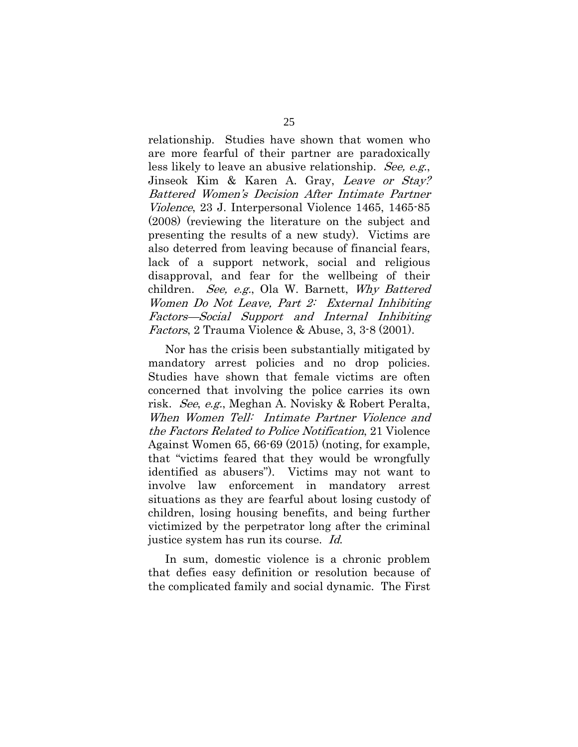relationship. Studies have shown that women who are more fearful of their partner are paradoxically less likely to leave an abusive relationship. *See, e.g.*, Jinseok Kim & Karen A. Gray, *Leave or Stay? Battered Women's Decision After Intimate Partner Violence*, 23 J. Interpersonal Violence 1465, 1465-85 (2008) (reviewing the literature on the subject and presenting the results of a new study). Victims are also deterred from leaving because of financial fears, lack of a support network, social and religious disapproval, and fear for the wellbeing of their children. *See, e.g.*, Ola W. Barnett, *Why Battered Women Do Not Leave, Part 2: External Inhibiting Factors—Social Support and Internal Inhibiting Factors*, 2 Trauma Violence & Abuse, 3, 3-8 (2001).

Nor has the crisis been substantially mitigated by mandatory arrest policies and no drop policies. Studies have shown that female victims are often concerned that involving the police carries its own risk. *See*, *e.g.*, Meghan A. Novisky & Robert Peralta, *When Women Tell: Intimate Partner Violence and the Factors Related to Police Notification*, 21 Violence Against Women 65, 66-69 (2015) (noting, for example, that "victims feared that they would be wrongfully identified as abusers"). Victims may not want to involve law enforcement in mandatory arrest situations as they are fearful about losing custody of children, losing housing benefits, and being further victimized by the perpetrator long after the criminal justice system has run its course. *Id.*

In sum, domestic violence is a chronic problem that defies easy definition or resolution because of the complicated family and social dynamic. The First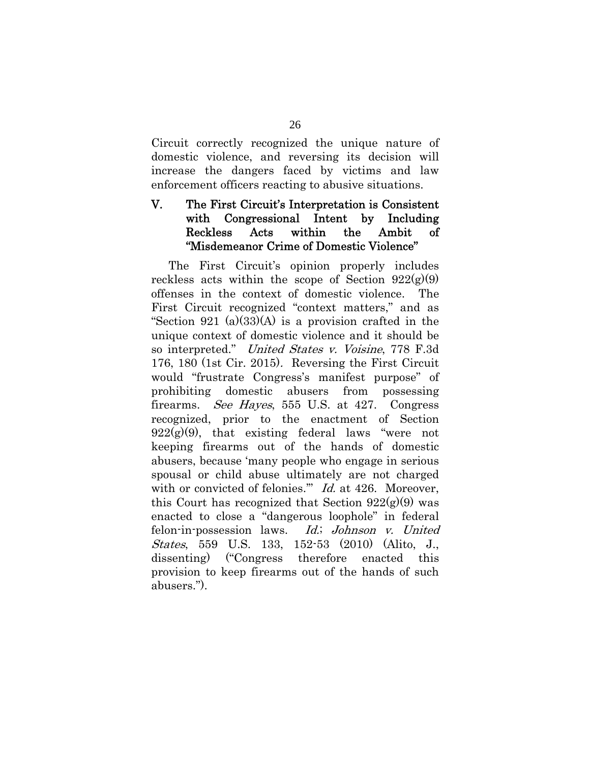Circuit correctly recognized the unique nature of domestic violence, and reversing its decision will increase the dangers faced by victims and law enforcement officers reacting to abusive situations.

## V. The First Circuit's Interpretation is Consistent with Congressional Intent by Including Reckless Acts within the Ambit of "Misdemeanor Crime of Domestic Violence"

The First Circuit's opinion properly includes reckless acts within the scope of Section 922(g)(9) offenses in the context of domestic violence. The First Circuit recognized "context matters," and as "Section 921 (a)(33)(A) is a provision crafted in the unique context of domestic violence and it should be so interpreted." *United States v. Voisine*, 778 F.3d 176, 180 (1st Cir. 2015). Reversing the First Circuit would "frustrate Congress's manifest purpose" of prohibiting domestic abusers from possessing firearms. *See Hayes*, 555 U.S. at 427. Congress recognized, prior to the enactment of Section 922(g)(9), that existing federal laws "were not keeping firearms out of the hands of domestic abusers, because 'many people who engage in serious spousal or child abuse ultimately are not charged with or convicted of felonies.'" *Id.* at 426. Moreover, this Court has recognized that Section 922(g)(9) was enacted to close a "dangerous loophole" in federal felon-in-possession laws. *Id.*; *Johnson v. United States*, 559 U.S. 133, 152-53 (2010) (Alito, J., dissenting) ("Congress therefore enacted this provision to keep firearms out of the hands of such abusers.").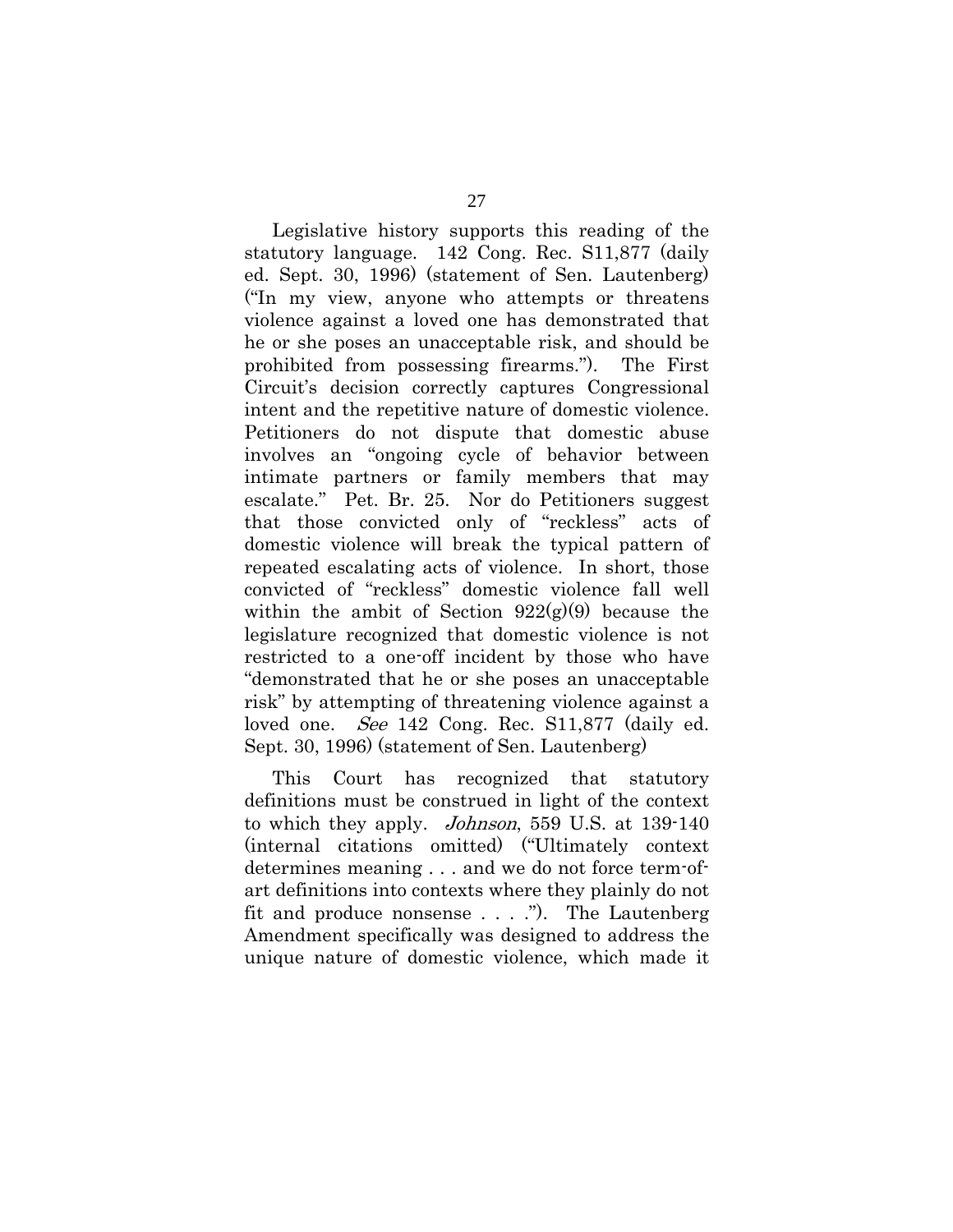Legislative history supports this reading of the statutory language. 142 Cong. Rec. S11,877 (daily ed. Sept. 30, 1996) (statement of Sen. Lautenberg) ("In my view, anyone who attempts or threatens violence against a loved one has demonstrated that he or she poses an unacceptable risk, and should be prohibited from possessing firearms."). The First Circuit's decision correctly captures Congressional intent and the repetitive nature of domestic violence. Petitioners do not dispute that domestic abuse involves an "ongoing cycle of behavior between intimate partners or family members that may escalate." Pet. Br. 25. Nor do Petitioners suggest that those convicted only of "reckless" acts of domestic violence will break the typical pattern of repeated escalating acts of violence. In short, those convicted of "reckless" domestic violence fall well within the ambit of Section 922(g)(9) because the legislature recognized that domestic violence is not restricted to a one-off incident by those who have "demonstrated that he or she poses an unacceptable risk" by attempting of threatening violence against a loved one. *See* 142 Cong. Rec. S11,877 (daily ed. Sept. 30, 1996) (statement of Sen. Lautenberg)

This Court has recognized that statutory definitions must be construed in light of the context to which they apply. *Johnson*, 559 U.S. at 139-140 (internal citations omitted) ("Ultimately context determines meaning . . . and we do not force term-of-art definitions into contexts where they plainly do not fit and produce nonsense . . . ."). The Lautenberg Amendment specifically was designed to address the unique nature of domestic violence, which made it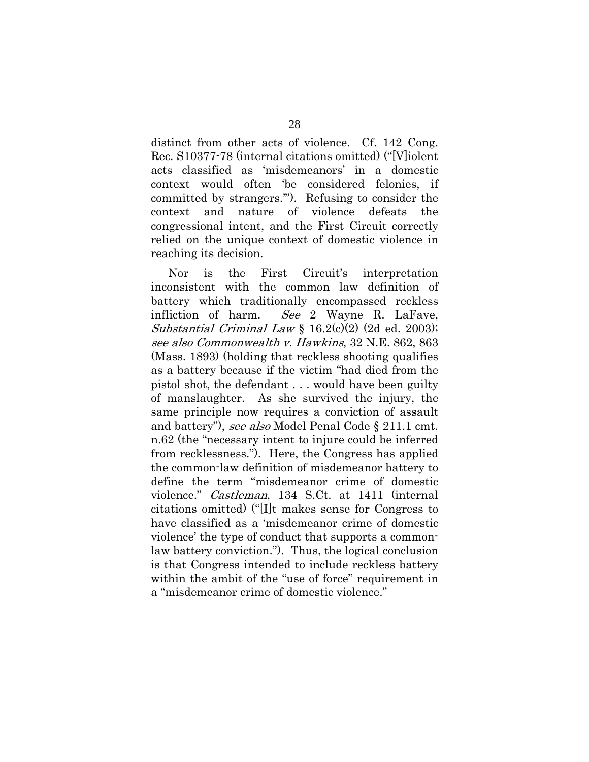distinct from other acts of violence. Cf. 142 Cong. Rec. S10377-78 (internal citations omitted) ("[V]iolent acts classified as 'misdemeanors' in a domestic context would often 'be considered felonies, if committed by strangers.'"). Refusing to consider the context and nature of violence defeats the congressional intent, and the First Circuit correctly relied on the unique context of domestic violence in reaching its decision.

Nor is the First Circuit's interpretation inconsistent with the common law definition of battery which traditionally encompassed reckless infliction of harm. *See* 2 Wayne R. LaFave, *Substantial Criminal Law* § 16.2(c)(2) (2d ed. 2003); *see also Commonwealth v. Hawkins*, 32 N.E. 862, 863 (Mass. 1893) (holding that reckless shooting qualifies as a battery because if the victim "had died from the pistol shot, the defendant . . . would have been guilty of manslaughter. As she survived the injury, the same principle now requires a conviction of assault and battery"), *see also* Model Penal Code § 211.1 cmt. n.62 (the "necessary intent to injure could be inferred from recklessness."). Here, the Congress has applied the common-law definition of misdemeanor battery to define the term "misdemeanor crime of domestic violence." *Castleman*, 134 S.Ct. at 1411 (internal citations omitted) ("[I]t makes sense for Congress to have classified as a 'misdemeanor crime of domestic violence' the type of conduct that supports a common-law battery conviction."). Thus, the logical conclusion is that Congress intended to include reckless battery within the ambit of the "use of force" requirement in a "misdemeanor crime of domestic violence."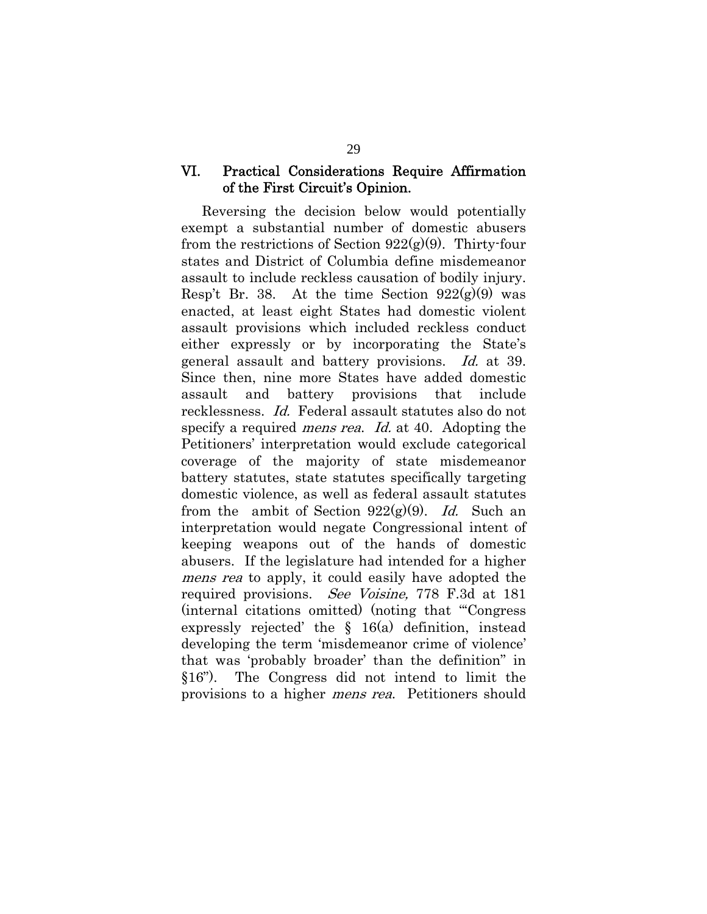## VI. Practical Considerations Require Affirmation of the First Circuit's Opinion.

Reversing the decision below would potentially exempt a substantial number of domestic abusers from the restrictions of Section 922(g)(9). Thirty-four states and District of Columbia define misdemeanor assault to include reckless causation of bodily injury. Resp't Br. 38. At the time Section 922(g)(9) was enacted, at least eight States had domestic violent assault provisions which included reckless conduct either expressly or by incorporating the State's general assault and battery provisions. *Id.* at 39. Since then, nine more States have added domestic assault and battery provisions that include recklessness. *Id.* Federal assault statutes also do not specify a required *mens rea*. *Id.* at 40. Adopting the Petitioners' interpretation would exclude categorical coverage of the majority of state misdemeanor battery statutes, state statutes specifically targeting domestic violence, as well as federal assault statutes from the ambit of Section 922(g)(9). *Id.* Such an interpretation would negate Congressional intent of keeping weapons out of the hands of domestic abusers. If the legislature had intended for a higher *mens rea* to apply, it could easily have adopted the required provisions. *See Voisine,* 778 F.3d at 181 (internal citations omitted) (noting that "'Congress expressly rejected' the § 16(a) definition, instead developing the term 'misdemeanor crime of violence' that was 'probably broader' than the definition" in §16"). The Congress did not intend to limit the provisions to a higher *mens rea*. Petitioners should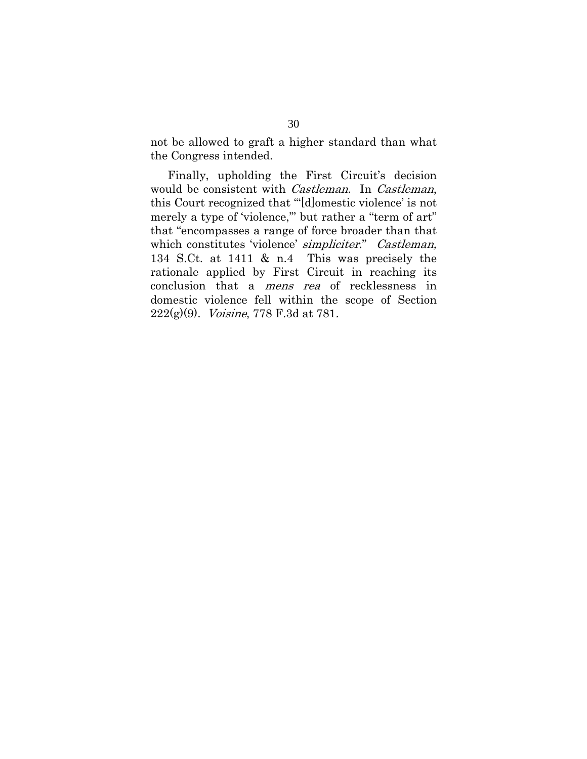not be allowed to graft a higher standard than what the Congress intended.

Finally, upholding the First Circuit's decision would be consistent with *Castleman*. In *Castleman*, this Court recognized that "'[d]omestic violence' is not merely a type of 'violence,'" but rather a "term of art" that "encompasses a range of force broader than that which constitutes 'violence' *simpliciter*." *Castleman,* 134 S.Ct. at 1411 & n.4 This was precisely the rationale applied by First Circuit in reaching its conclusion that a *mens rea* of recklessness in domestic violence fell within the scope of Section 222(g)(9). *Voisine*, 778 F.3d at 781.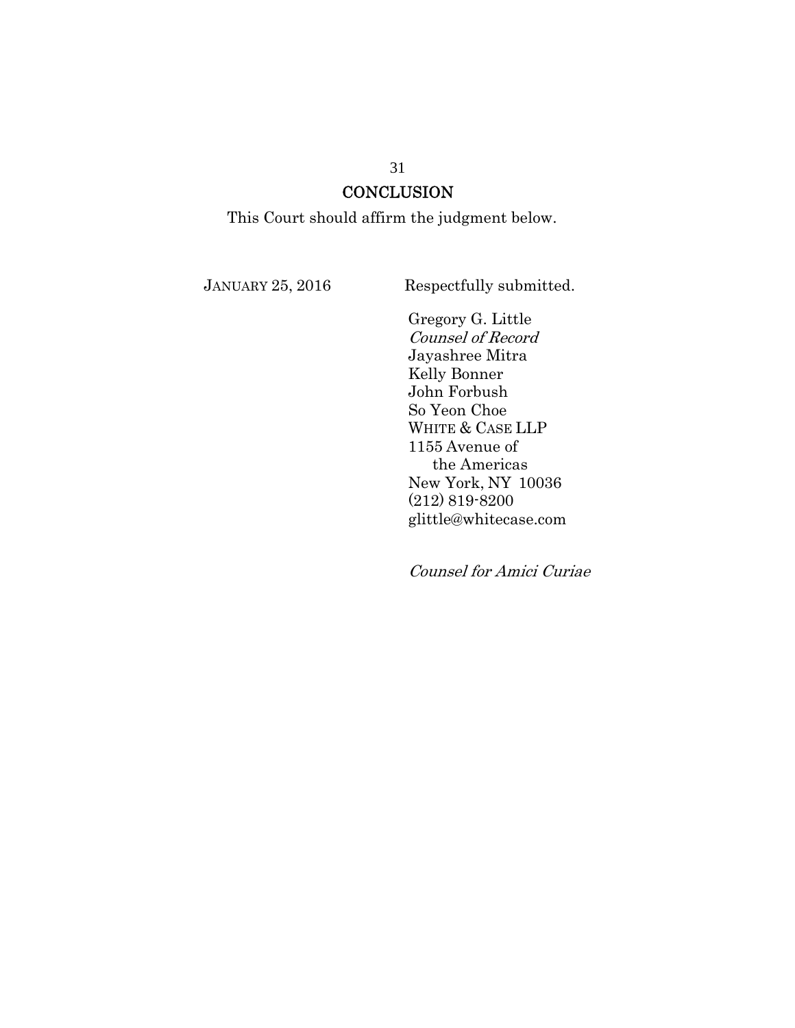## CONCLUSION

This Court should affirm the judgment below.

JANUARY 25, 2016

Respectfully submitted.

Gregory G. Little
*Counsel of Record*
Jayashree Mitra
Kelly Bonner
John Forbush
So Yeon Choe
WHITE & CASE LLP
1155 Avenue of
the Americas
New York, NY 10036
(212) 819-8200
glittle@whitecase.com

*Counsel for Amici Curiae*